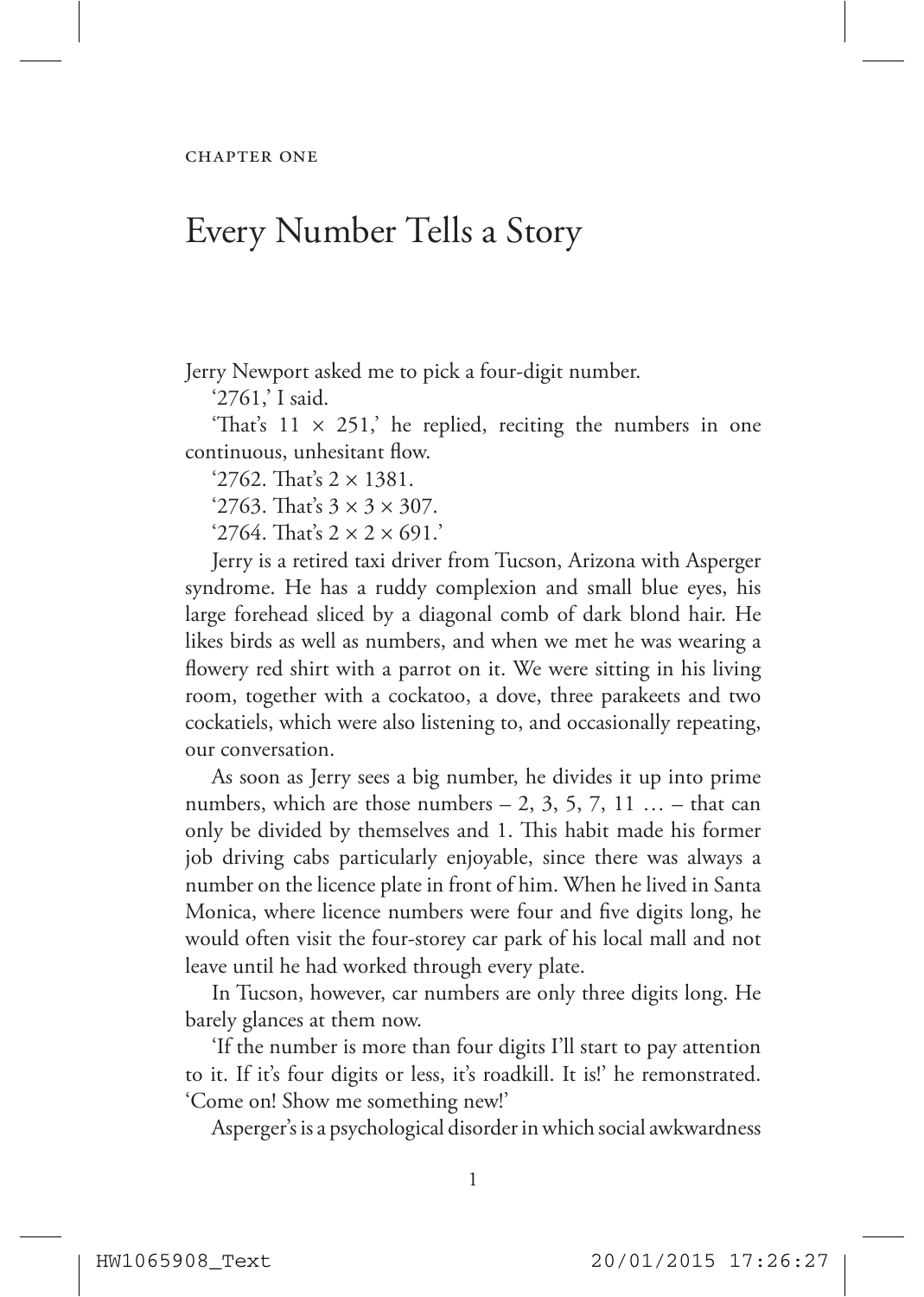CHAPTER ONE

# Every Number Tells a Story

Jerry Newport asked me to pick a four-digit number.

'2761,' I said.

'That's 11 × 251,' he replied, reciting the numbers in one continuous, unhesitant flow.

'2762. That's 2 × 1381.

'2763. That's 3 × 3 × 307.

'2764. That's 2 × 2 × 691.'

Jerry is a retired taxi driver from Tucson, Arizona with Asperger syndrome. He has a ruddy complexion and small blue eyes, his large forehead sliced by a diagonal comb of dark blond hair. He likes birds as well as numbers, and when we met he was wearing a flowery red shirt with a parrot on it. We were sitting in his living room, together with a cockatoo, a dove, three parakeets and two cockatiels, which were also listening to, and occasionally repeating, our conversation.

As soon as Jerry sees a big number, he divides it up into prime numbers, which are those numbers – 2, 3, 5, 7, 11 … – that can only be divided by themselves and 1. This habit made his former job driving cabs particularly enjoyable, since there was always a number on the licence plate in front of him. When he lived in Santa Monica, where licence numbers were four and five digits long, he would often visit the four-storey car park of his local mall and not leave until he had worked through every plate.

In Tucson, however, car numbers are only three digits long. He barely glances at them now.

'If the number is more than four digits I'll start to pay attention to it. If it's four digits or less, it's roadkill. It is!' he remonstrated. 'Come on! Show me something new!'

Asperger's is a psychological disorder in which social awkwardness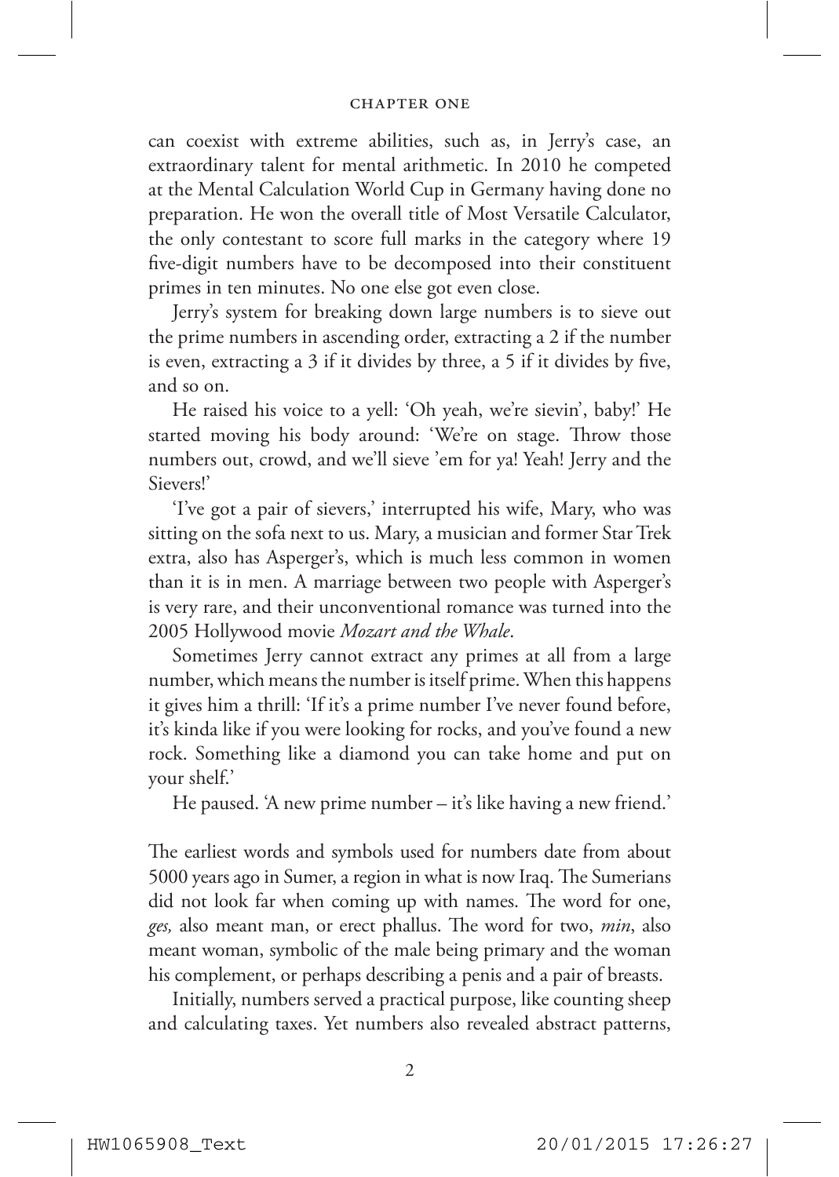can coexist with extreme abilities, such as, in Jerry's case, an extraordinary talent for mental arithmetic. In 2010 he competed at the Mental Calculation World Cup in Germany having done no preparation. He won the overall title of Most Versatile Calculator, the only contestant to score full marks in the category where 19 five-digit numbers have to be decomposed into their constituent primes in ten minutes. No one else got even close.

Jerry's system for breaking down large numbers is to sieve out the prime numbers in ascending order, extracting a 2 if the number is even, extracting a 3 if it divides by three, a 5 if it divides by five, and so on.

He raised his voice to a yell: 'Oh yeah, we're sievin', baby!' He started moving his body around: 'We're on stage. Throw those numbers out, crowd, and we'll sieve 'em for ya! Yeah! Jerry and the Sievers!'

'I've got a pair of sievers,' interrupted his wife, Mary, who was sitting on the sofa next to us. Mary, a musician and former Star Trek extra, also has Asperger's, which is much less common in women than it is in men. A marriage between two people with Asperger's is very rare, and their unconventional romance was turned into the 2005 Hollywood movie *Mozart and the Whale*.

Sometimes Jerry cannot extract any primes at all from a large number, which means the number is itself prime. When this happens it gives him a thrill: 'If it's a prime number I've never found before, it's kinda like if you were looking for rocks, and you've found a new rock. Something like a diamond you can take home and put on your shelf.'

He paused. 'A new prime number – it's like having a new friend.'

The earliest words and symbols used for numbers date from about 5000 years ago in Sumer, a region in what is now Iraq. The Sumerians did not look far when coming up with names. The word for one, *ges,* also meant man, or erect phallus. The word for two, *min*, also meant woman, symbolic of the male being primary and the woman his complement, or perhaps describing a penis and a pair of breasts.

Initially, numbers served a practical purpose, like counting sheep and calculating taxes. Yet numbers also revealed abstract patterns,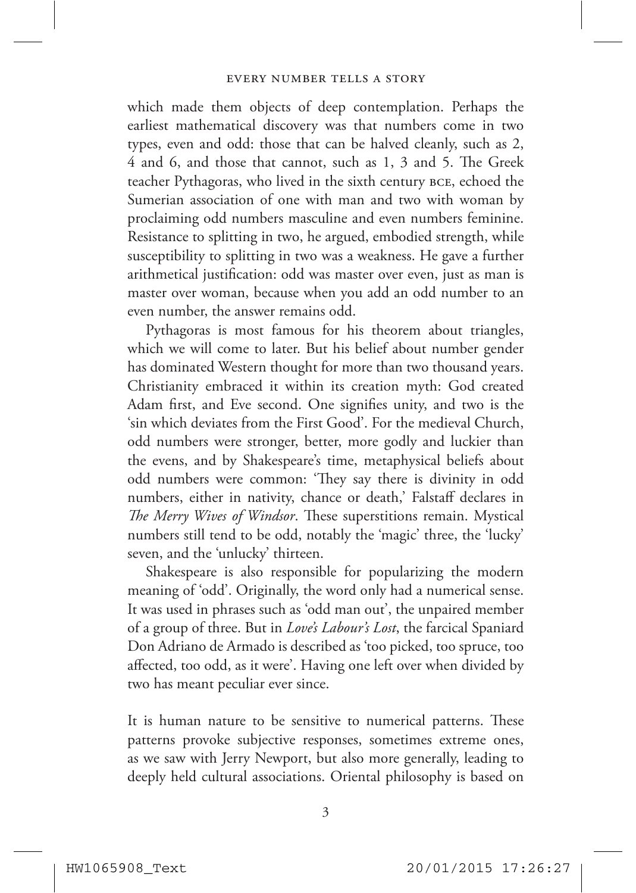which made them objects of deep contemplation. Perhaps the earliest mathematical discovery was that numbers come in two types, even and odd: those that can be halved cleanly, such as 2, 4 and 6, and those that cannot, such as 1, 3 and 5. The Greek teacher Pythagoras, who lived in the sixth century BCE, echoed the Sumerian association of one with man and two with woman by proclaiming odd numbers masculine and even numbers feminine. Resistance to splitting in two, he argued, embodied strength, while susceptibility to splitting in two was a weakness. He gave a further arithmetical justification: odd was master over even, just as man is master over woman, because when you add an odd number to an even number, the answer remains odd.

Pythagoras is most famous for his theorem about triangles, which we will come to later. But his belief about number gender has dominated Western thought for more than two thousand years. Christianity embraced it within its creation myth: God created Adam first, and Eve second. One signifies unity, and two is the 'sin which deviates from the First Good'. For the medieval Church, odd numbers were stronger, better, more godly and luckier than the evens, and by Shakespeare's time, metaphysical beliefs about odd numbers were common: 'They say there is divinity in odd numbers, either in nativity, chance or death,' Falstaff declares in *The Merry Wives of Windsor*. These superstitions remain. Mystical numbers still tend to be odd, notably the 'magic' three, the 'lucky' seven, and the 'unlucky' thirteen.

Shakespeare is also responsible for popularizing the modern meaning of 'odd'. Originally, the word only had a numerical sense. It was used in phrases such as 'odd man out', the unpaired member of a group of three. But in *Love's Labour's Lost*, the farcical Spaniard Don Adriano de Armado is described as 'too picked, too spruce, too affected, too odd, as it were'. Having one left over when divided by two has meant peculiar ever since.

It is human nature to be sensitive to numerical patterns. These patterns provoke subjective responses, sometimes extreme ones, as we saw with Jerry Newport, but also more generally, leading to deeply held cultural associations. Oriental philosophy is based on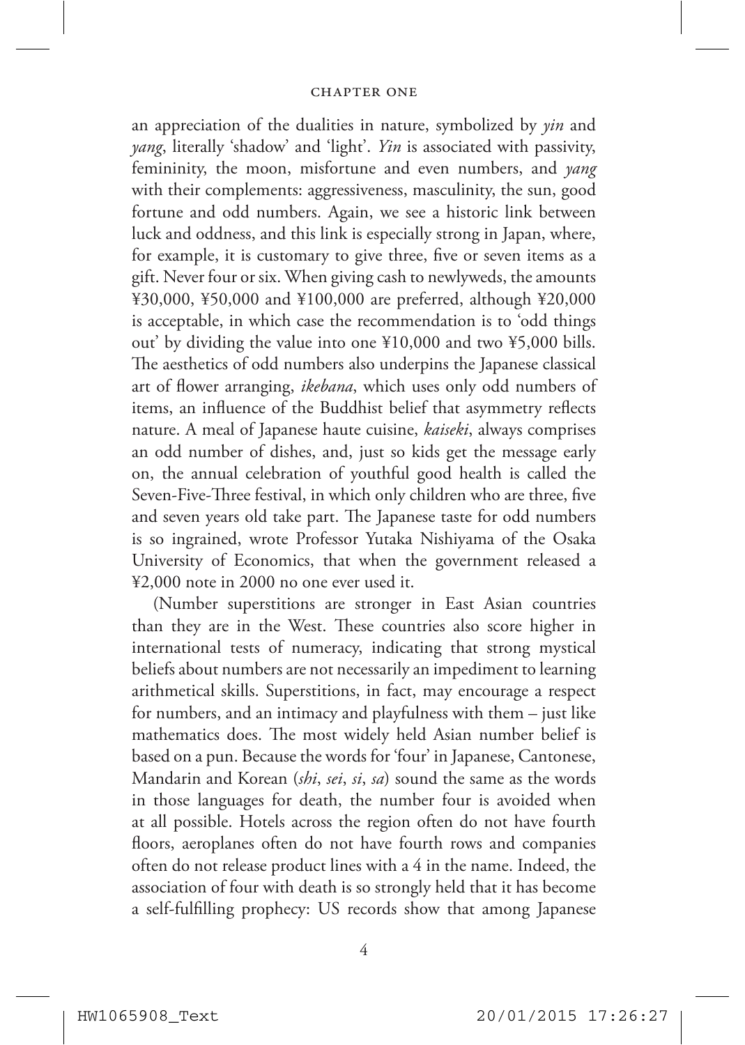an appreciation of the dualities in nature, symbolized by *yin* and *yang*, literally 'shadow' and 'light'. *Yin* is associated with passivity, femininity, the moon, misfortune and even numbers, and *yang* with their complements: aggressiveness, masculinity, the sun, good fortune and odd numbers. Again, we see a historic link between luck and oddness, and this link is especially strong in Japan, where, for example, it is customary to give three, five or seven items as a gift. Never four or six. When giving cash to newlyweds, the amounts ¥30,000, ¥50,000 and ¥100,000 are preferred, although ¥20,000 is acceptable, in which case the recommendation is to 'odd things out' by dividing the value into one ¥10,000 and two ¥5,000 bills. The aesthetics of odd numbers also underpins the Japanese classical art of flower arranging, *ikebana*, which uses only odd numbers of items, an influence of the Buddhist belief that asymmetry reflects nature. A meal of Japanese haute cuisine, *kaiseki*, always comprises an odd number of dishes, and, just so kids get the message early on, the annual celebration of youthful good health is called the Seven-Five-Three festival, in which only children who are three, five and seven years old take part. The Japanese taste for odd numbers is so ingrained, wrote Professor Yutaka Nishiyama of the Osaka University of Economics, that when the government released a ¥2,000 note in 2000 no one ever used it.

(Number superstitions are stronger in East Asian countries than they are in the West. These countries also score higher in international tests of numeracy, indicating that strong mystical beliefs about numbers are not necessarily an impediment to learning arithmetical skills. Superstitions, in fact, may encourage a respect for numbers, and an intimacy and playfulness with them – just like mathematics does. The most widely held Asian number belief is based on a pun. Because the words for 'four' in Japanese, Cantonese, Mandarin and Korean (*shi*, *sei*, *si*, *sa*) sound the same as the words in those languages for death, the number four is avoided when at all possible. Hotels across the region often do not have fourth floors, aeroplanes often do not have fourth rows and companies often do not release product lines with a 4 in the name. Indeed, the association of four with death is so strongly held that it has become a self-fulfilling prophecy: US records show that among Japanese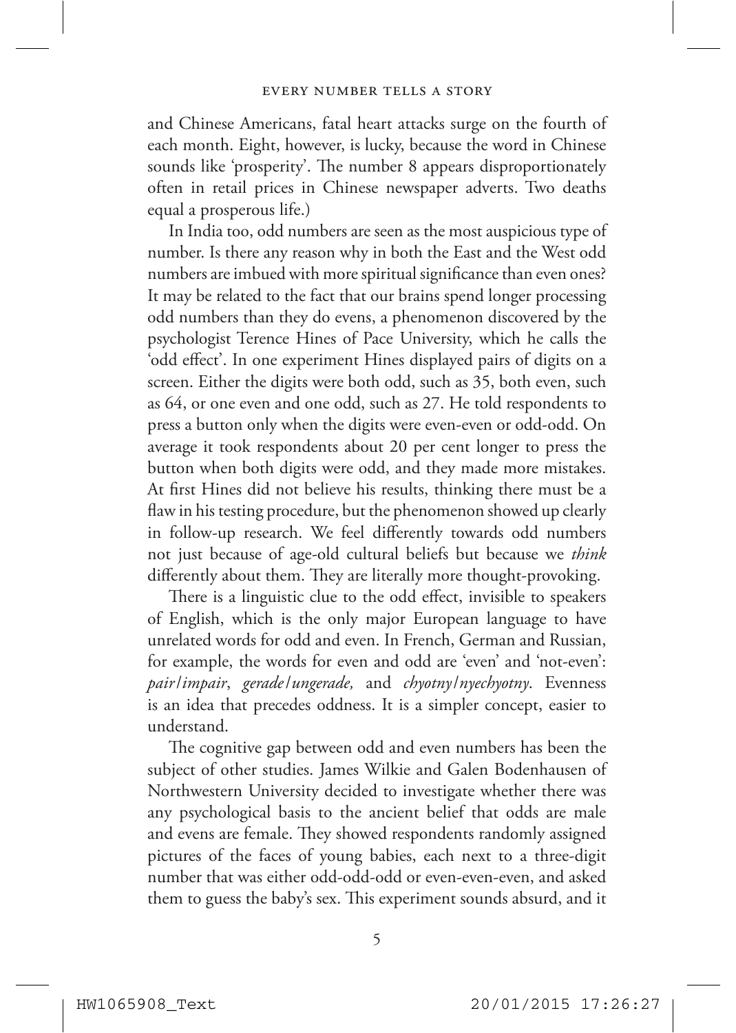and Chinese Americans, fatal heart attacks surge on the fourth of each month. Eight, however, is lucky, because the word in Chinese sounds like 'prosperity'. The number 8 appears disproportionately often in retail prices in Chinese newspaper adverts. Two deaths equal a prosperous life.)

In India too, odd numbers are seen as the most auspicious type of number. Is there any reason why in both the East and the West odd numbers are imbued with more spiritual significance than even ones? It may be related to the fact that our brains spend longer processing odd numbers than they do evens, a phenomenon discovered by the psychologist Terence Hines of Pace University, which he calls the 'odd effect'. In one experiment Hines displayed pairs of digits on a screen. Either the digits were both odd, such as 35, both even, such as 64, or one even and one odd, such as 27. He told respondents to press a button only when the digits were even-even or odd-odd. On average it took respondents about 20 per cent longer to press the button when both digits were odd, and they made more mistakes. At first Hines did not believe his results, thinking there must be a flaw in his testing procedure, but the phenomenon showed up clearly in follow-up research. We feel differently towards odd numbers not just because of age-old cultural beliefs but because we *think* differently about them. They are literally more thought-provoking.

There is a linguistic clue to the odd effect, invisible to speakers of English, which is the only major European language to have unrelated words for odd and even. In French, German and Russian, for example, the words for even and odd are 'even' and 'not-even': *pair*/*impair*, *gerade*/*ungerade,* and *chyotny*/*nyechyotny*. Evenness is an idea that precedes oddness. It is a simpler concept, easier to understand.

The cognitive gap between odd and even numbers has been the subject of other studies. James Wilkie and Galen Bodenhausen of Northwestern University decided to investigate whether there was any psychological basis to the ancient belief that odds are male and evens are female. They showed respondents randomly assigned pictures of the faces of young babies, each next to a three-digit number that was either odd-odd-odd or even-even-even, and asked them to guess the baby's sex. This experiment sounds absurd, and it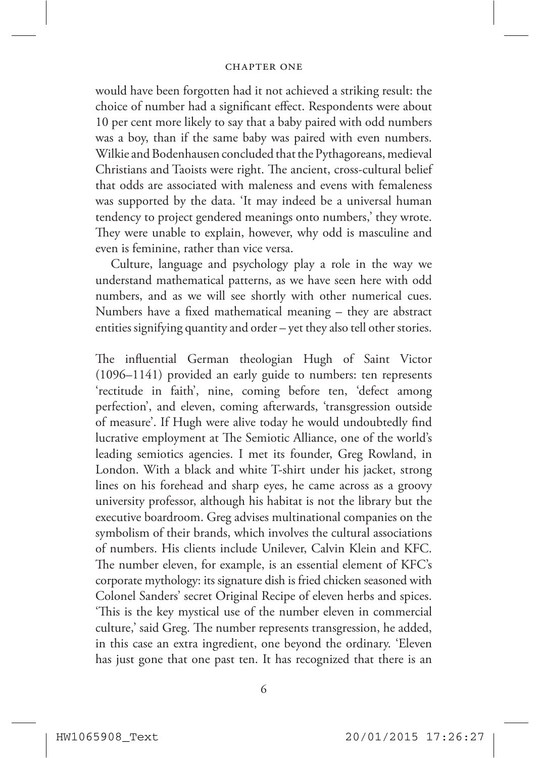would have been forgotten had it not achieved a striking result: the choice of number had a significant effect. Respondents were about 10 per cent more likely to say that a baby paired with odd numbers was a boy, than if the same baby was paired with even numbers. Wilkie and Bodenhausen concluded that the Pythagoreans, medieval Christians and Taoists were right. The ancient, cross-cultural belief that odds are associated with maleness and evens with femaleness was supported by the data. 'It may indeed be a universal human tendency to project gendered meanings onto numbers,' they wrote. They were unable to explain, however, why odd is masculine and even is feminine, rather than vice versa.

Culture, language and psychology play a role in the way we understand mathematical patterns, as we have seen here with odd numbers, and as we will see shortly with other numerical cues. Numbers have a fixed mathematical meaning – they are abstract entities signifying quantity and order – yet they also tell other stories.

The influential German theologian Hugh of Saint Victor (1096–1141) provided an early guide to numbers: ten represents 'rectitude in faith', nine, coming before ten, 'defect among perfection', and eleven, coming afterwards, 'transgression outside of measure'. If Hugh were alive today he would undoubtedly find lucrative employment at The Semiotic Alliance, one of the world's leading semiotics agencies. I met its founder, Greg Rowland, in London. With a black and white T-shirt under his jacket, strong lines on his forehead and sharp eyes, he came across as a groovy university professor, although his habitat is not the library but the executive boardroom. Greg advises multinational companies on the symbolism of their brands, which involves the cultural associations of numbers. His clients include Unilever, Calvin Klein and KFC. The number eleven, for example, is an essential element of KFC's corporate mythology: its signature dish is fried chicken seasoned with Colonel Sanders' secret Original Recipe of eleven herbs and spices. 'This is the key mystical use of the number eleven in commercial culture,' said Greg. The number represents transgression, he added, in this case an extra ingredient, one beyond the ordinary. 'Eleven has just gone that one past ten. It has recognized that there is an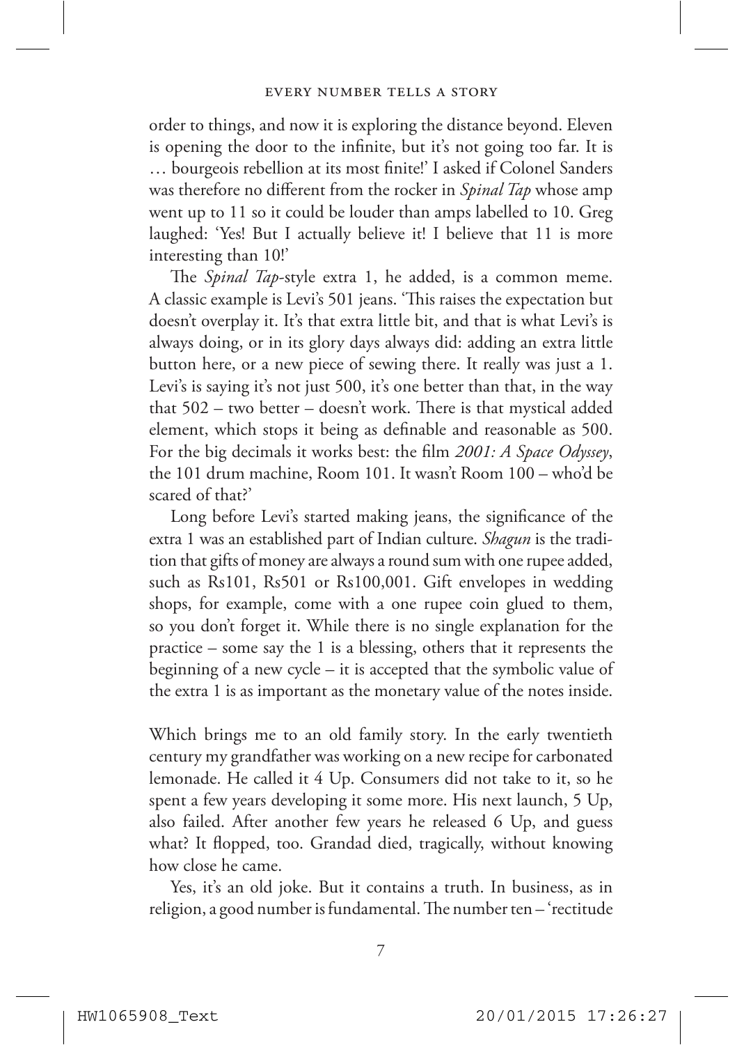order to things, and now it is exploring the distance beyond. Eleven is opening the door to the infinite, but it's not going too far. It is … bourgeois rebellion at its most finite!' I asked if Colonel Sanders was therefore no different from the rocker in *Spinal Tap* whose amp went up to 11 so it could be louder than amps labelled to 10. Greg laughed: 'Yes! But I actually believe it! I believe that 11 is more interesting than 10!'

The *Spinal Tap*-style extra 1, he added, is a common meme. A classic example is Levi's 501 jeans. 'This raises the expectation but doesn't overplay it. It's that extra little bit, and that is what Levi's is always doing, or in its glory days always did: adding an extra little button here, or a new piece of sewing there. It really was just a 1. Levi's is saying it's not just 500, it's one better than that, in the way that 502 – two better – doesn't work. There is that mystical added element, which stops it being as definable and reasonable as 500. For the big decimals it works best: the film *2001: A Space Odyssey*, the 101 drum machine, Room 101. It wasn't Room 100 – who'd be scared of that?'

Long before Levi's started making jeans, the significance of the extra 1 was an established part of Indian culture. *Shagun* is the tradition that gifts of money are always a round sum with one rupee added, such as Rs101, Rs501 or Rs100,001. Gift envelopes in wedding shops, for example, come with a one rupee coin glued to them, so you don't forget it. While there is no single explanation for the practice – some say the 1 is a blessing, others that it represents the beginning of a new cycle – it is accepted that the symbolic value of the extra 1 is as important as the monetary value of the notes inside.

Which brings me to an old family story. In the early twentieth century my grandfather was working on a new recipe for carbonated lemonade. He called it 4 Up. Consumers did not take to it, so he spent a few years developing it some more. His next launch, 5 Up, also failed. After another few years he released 6 Up, and guess what? It flopped, too. Grandad died, tragically, without knowing how close he came.

Yes, it's an old joke. But it contains a truth. In business, as in religion, a good number is fundamental. The number ten – 'rectitude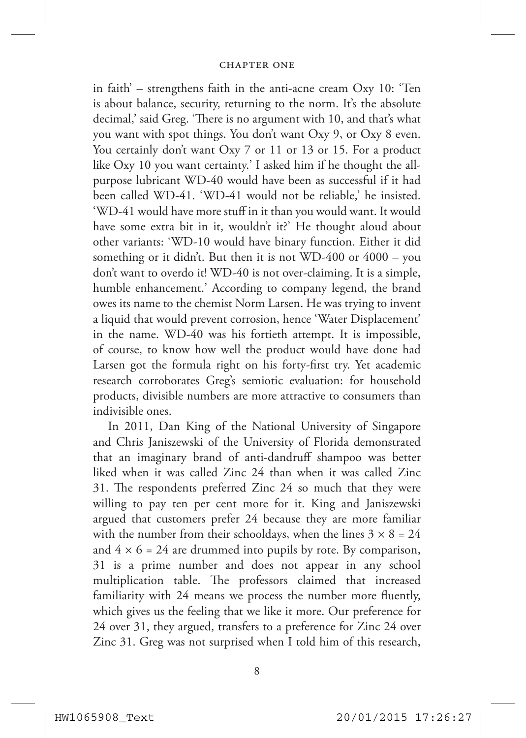in faith' – strengthens faith in the anti-acne cream Oxy 10: 'Ten is about balance, security, returning to the norm. It's the absolute decimal,' said Greg. 'There is no argument with 10, and that's what you want with spot things. You don't want Oxy 9, or Oxy 8 even. You certainly don't want Oxy 7 or 11 or 13 or 15. For a product like Oxy 10 you want certainty.' I asked him if he thought the all-purpose lubricant WD-40 would have been as successful if it had been called WD-41. 'WD-41 would not be reliable,' he insisted. 'WD-41 would have more stuff in it than you would want. It would have some extra bit in it, wouldn't it?' He thought aloud about other variants: 'WD-10 would have binary function. Either it did something or it didn't. But then it is not WD-400 or 4000 – you don't want to overdo it! WD-40 is not over-claiming. It is a simple, humble enhancement.' According to company legend, the brand owes its name to the chemist Norm Larsen. He was trying to invent a liquid that would prevent corrosion, hence 'Water Displacement' in the name. WD-40 was his fortieth attempt. It is impossible, of course, to know how well the product would have done had Larsen got the formula right on his forty-first try. Yet academic research corroborates Greg's semiotic evaluation: for household products, divisible numbers are more attractive to consumers than indivisible ones.

In 2011, Dan King of the National University of Singapore and Chris Janiszewski of the University of Florida demonstrated that an imaginary brand of anti-dandruff shampoo was better liked when it was called Zinc 24 than when it was called Zinc 31. The respondents preferred Zinc 24 so much that they were willing to pay ten per cent more for it. King and Janiszewski argued that customers prefer 24 because they are more familiar with the number from their schooldays, when the lines $3 \times 8 = 24$ and $4 \times 6 = 24$ are drummed into pupils by rote. By comparison, 31 is a prime number and does not appear in any school multiplication table. The professors claimed that increased familiarity with 24 means we process the number more fluently, which gives us the feeling that we like it more. Our preference for 24 over 31, they argued, transfers to a preference for Zinc 24 over Zinc 31. Greg was not surprised when I told him of this research,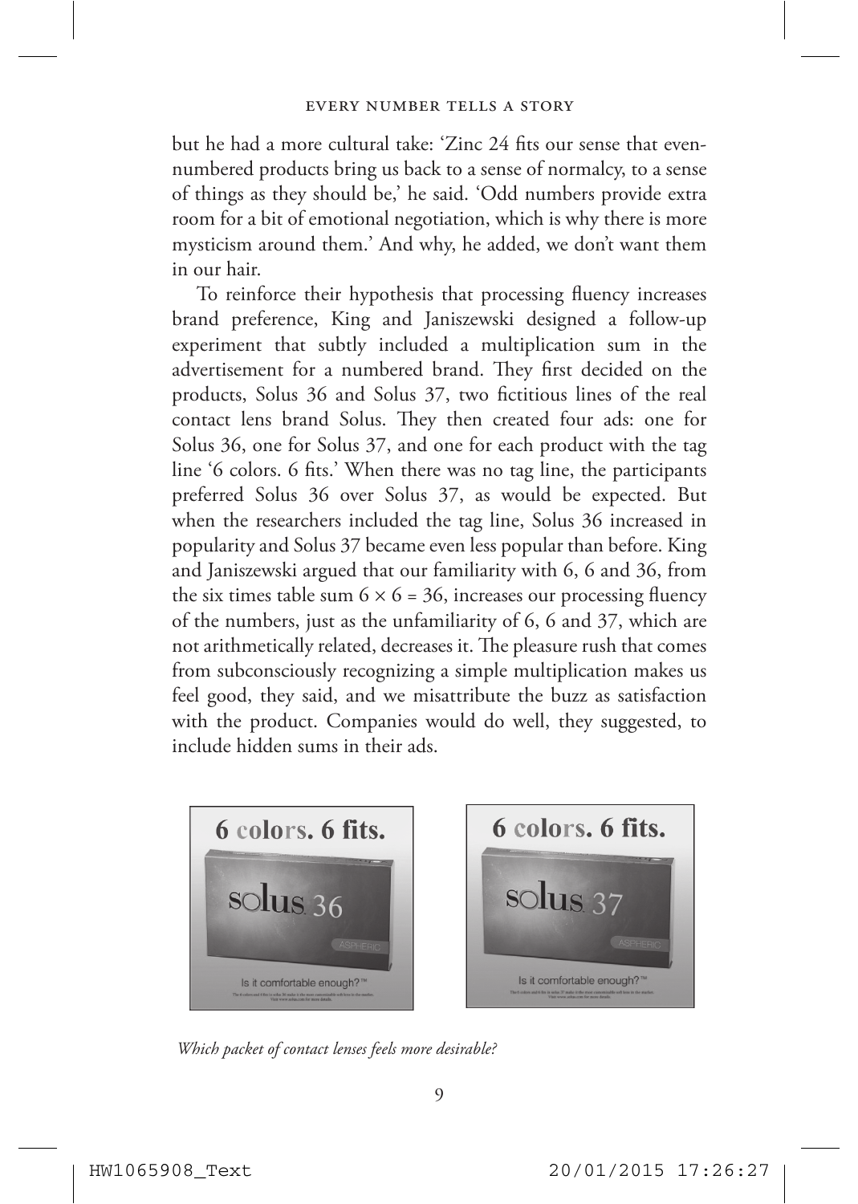but he had a more cultural take: 'Zinc 24 fits our sense that even-numbered products bring us back to a sense of normalcy, to a sense of things as they should be,' he said. 'Odd numbers provide extra room for a bit of emotional negotiation, which is why there is more mysticism around them.' And why, he added, we don't want them in our hair.

To reinforce their hypothesis that processing fluency increases brand preference, King and Janiszewski designed a follow-up experiment that subtly included a multiplication sum in the advertisement for a numbered brand. They first decided on the products, Solus 36 and Solus 37, two fictitious lines of the real contact lens brand Solus. They then created four ads: one for Solus 36, one for Solus 37, and one for each product with the tag line '6 colors. 6 fits.' When there was no tag line, the participants preferred Solus 36 over Solus 37, as would be expected. But when the researchers included the tag line, Solus 36 increased in popularity and Solus 37 became even less popular than before. King and Janiszewski argued that our familiarity with 6, 6 and 36, from the six times table sum $6 \times 6 = 36$, increases our processing fluency of the numbers, just as the unfamiliarity of 6, 6 and 37, which are not arithmetically related, decreases it. The pleasure rush that comes from subconsciously recognizing a simple multiplication makes us feel good, they said, and we misattribute the buzz as satisfaction with the product. Companies would do well, they suggested, to include hidden sums in their ads.

*Which packet of contact lenses feels more desirable?*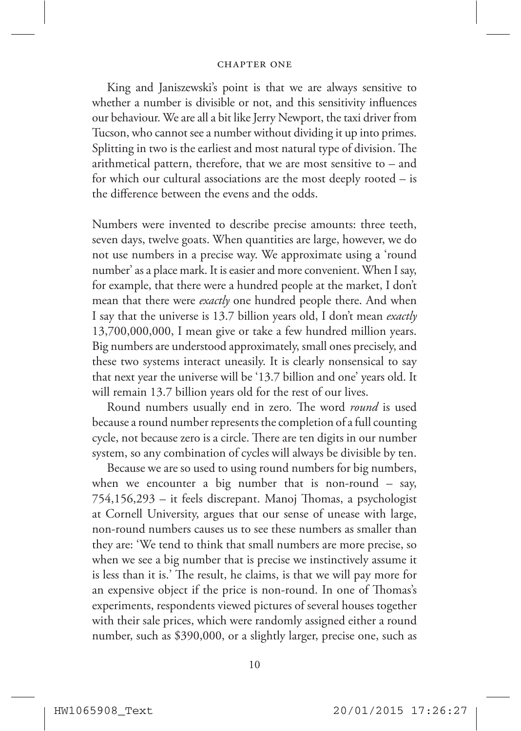King and Janiszewski's point is that we are always sensitive to whether a number is divisible or not, and this sensitivity influences our behaviour. We are all a bit like Jerry Newport, the taxi driver from Tucson, who cannot see a number without dividing it up into primes. Splitting in two is the earliest and most natural type of division. The arithmetical pattern, therefore, that we are most sensitive to – and for which our cultural associations are the most deeply rooted – is the difference between the evens and the odds.

Numbers were invented to describe precise amounts: three teeth, seven days, twelve goats. When quantities are large, however, we do not use numbers in a precise way. We approximate using a 'round number' as a place mark. It is easier and more convenient. When I say, for example, that there were a hundred people at the market, I don't mean that there were *exactly* one hundred people there. And when I say that the universe is 13.7 billion years old, I don't mean *exactly* 13,700,000,000, I mean give or take a few hundred million years. Big numbers are understood approximately, small ones precisely, and these two systems interact uneasily. It is clearly nonsensical to say that next year the universe will be '13.7 billion and one' years old. It will remain 13.7 billion years old for the rest of our lives.

Round numbers usually end in zero. The word *round* is used because a round number represents the completion of a full counting cycle, not because zero is a circle. There are ten digits in our number system, so any combination of cycles will always be divisible by ten.

Because we are so used to using round numbers for big numbers, when we encounter a big number that is non-round – say, 754,156,293 – it feels discrepant. Manoj Thomas, a psychologist at Cornell University, argues that our sense of unease with large, non-round numbers causes us to see these numbers as smaller than they are: 'We tend to think that small numbers are more precise, so when we see a big number that is precise we instinctively assume it is less than it is.' The result, he claims, is that we will pay more for an expensive object if the price is non-round. In one of Thomas's experiments, respondents viewed pictures of several houses together with their sale prices, which were randomly assigned either a round number, such as $390,000, or a slightly larger, precise one, such as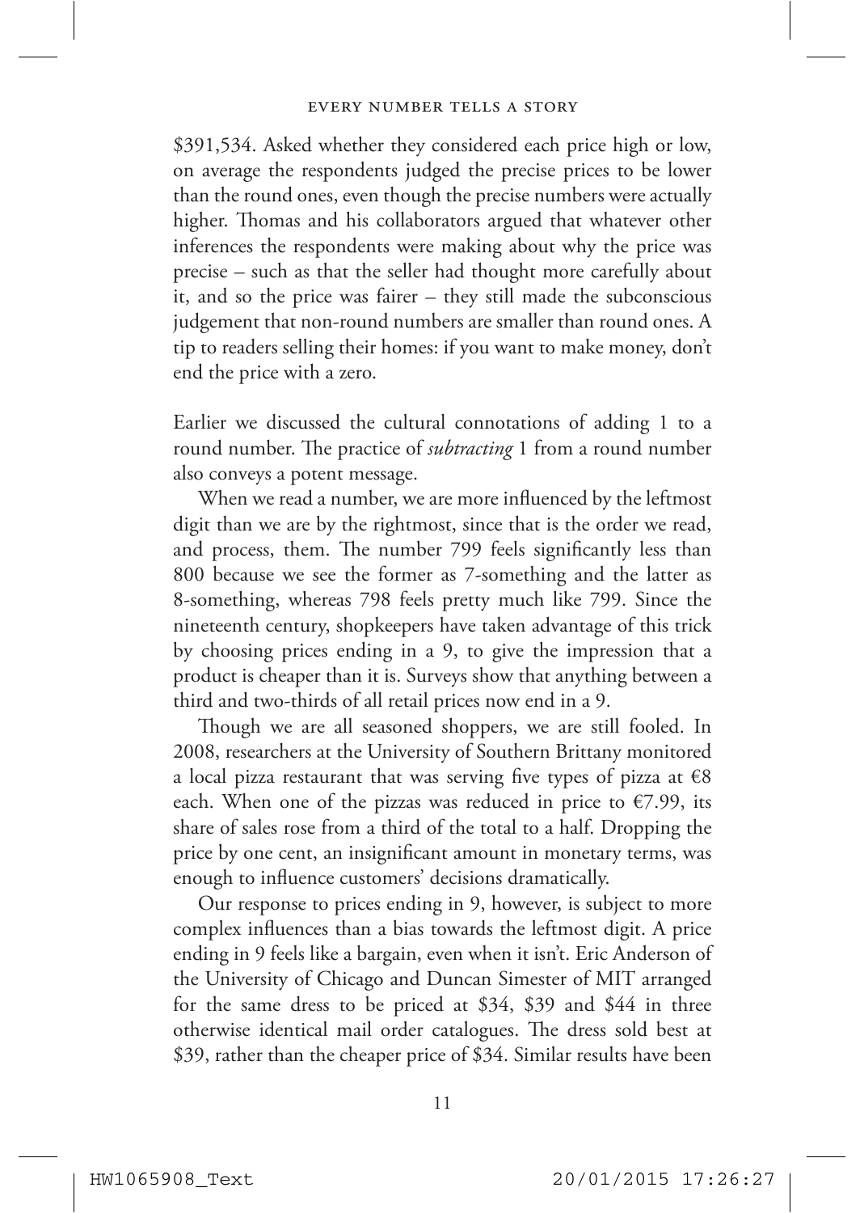$391,534. Asked whether they considered each price high or low, on average the respondents judged the precise prices to be lower than the round ones, even though the precise numbers were actually higher. Thomas and his collaborators argued that whatever other inferences the respondents were making about why the price was precise – such as that the seller had thought more carefully about it, and so the price was fairer – they still made the subconscious judgement that non-round numbers are smaller than round ones. A tip to readers selling their homes: if you want to make money, don't end the price with a zero.

Earlier we discussed the cultural connotations of adding 1 to a round number. The practice of *subtracting* 1 from a round number also conveys a potent message.

When we read a number, we are more influenced by the leftmost digit than we are by the rightmost, since that is the order we read, and process, them. The number 799 feels significantly less than 800 because we see the former as 7-something and the latter as 8-something, whereas 798 feels pretty much like 799. Since the nineteenth century, shopkeepers have taken advantage of this trick by choosing prices ending in a 9, to give the impression that a product is cheaper than it is. Surveys show that anything between a third and two-thirds of all retail prices now end in a 9.

Though we are all seasoned shoppers, we are still fooled. In 2008, researchers at the University of Southern Brittany monitored a local pizza restaurant that was serving five types of pizza at €8 each. When one of the pizzas was reduced in price to €7.99, its share of sales rose from a third of the total to a half. Dropping the price by one cent, an insignificant amount in monetary terms, was enough to influence customers' decisions dramatically.

Our response to prices ending in 9, however, is subject to more complex influences than a bias towards the leftmost digit. A price ending in 9 feels like a bargain, even when it isn't. Eric Anderson of the University of Chicago and Duncan Simester of MIT arranged for the same dress to be priced at $34, $39 and $44 in three otherwise identical mail order catalogues. The dress sold best at $39, rather than the cheaper price of $34. Similar results have been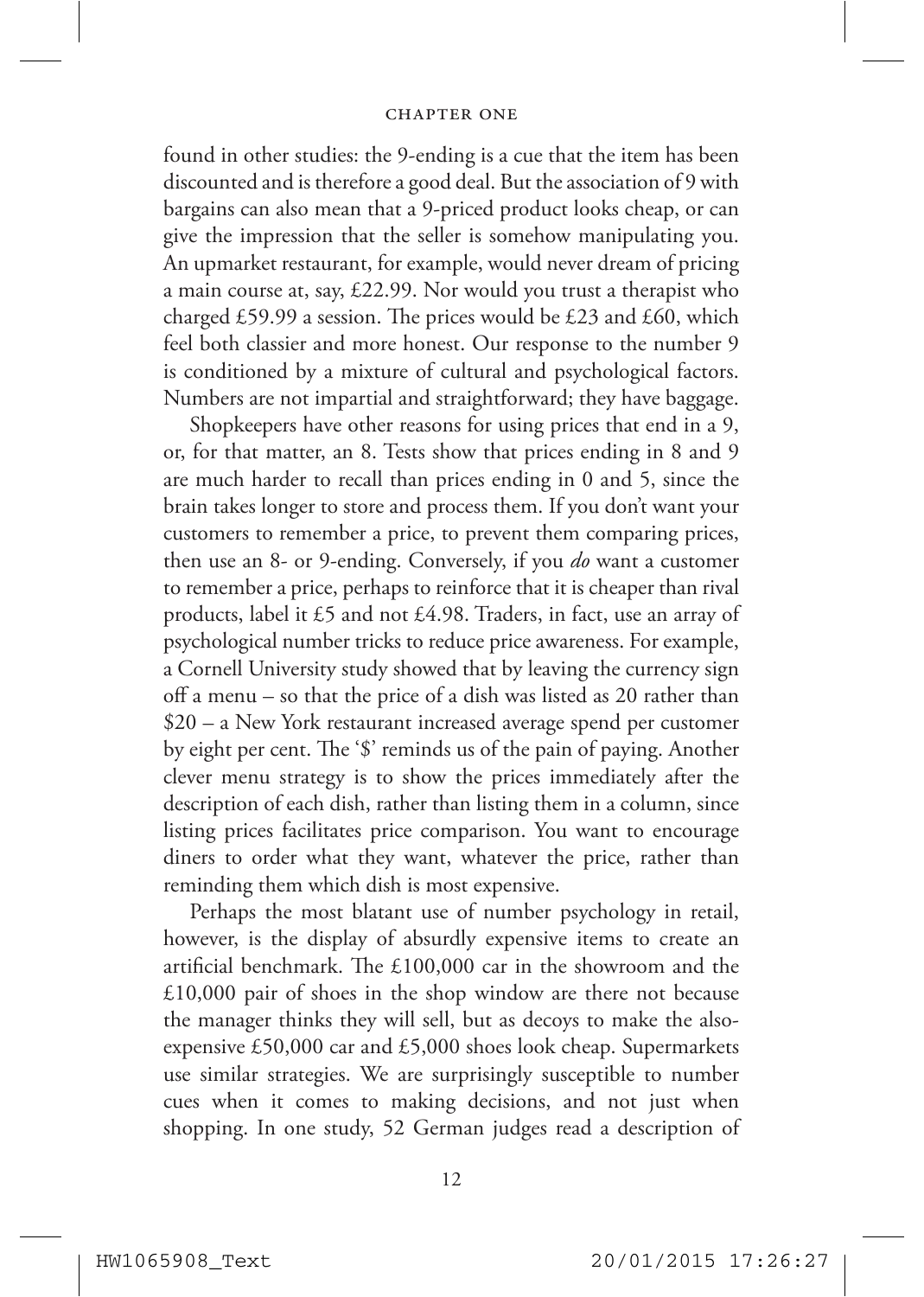found in other studies: the 9-ending is a cue that the item has been discounted and is therefore a good deal. But the association of 9 with bargains can also mean that a 9-priced product looks cheap, or can give the impression that the seller is somehow manipulating you. An upmarket restaurant, for example, would never dream of pricing a main course at, say, £22.99. Nor would you trust a therapist who charged £59.99 a session. The prices would be £23 and £60, which feel both classier and more honest. Our response to the number 9 is conditioned by a mixture of cultural and psychological factors. Numbers are not impartial and straightforward; they have baggage.

Shopkeepers have other reasons for using prices that end in a 9, or, for that matter, an 8. Tests show that prices ending in 8 and 9 are much harder to recall than prices ending in 0 and 5, since the brain takes longer to store and process them. If you don't want your customers to remember a price, to prevent them comparing prices, then use an 8- or 9-ending. Conversely, if you *do* want a customer to remember a price, perhaps to reinforce that it is cheaper than rival products, label it £5 and not £4.98. Traders, in fact, use an array of psychological number tricks to reduce price awareness. For example, a Cornell University study showed that by leaving the currency sign off a menu – so that the price of a dish was listed as 20 rather than $20 – a New York restaurant increased average spend per customer by eight per cent. The '$' reminds us of the pain of paying. Another clever menu strategy is to show the prices immediately after the description of each dish, rather than listing them in a column, since listing prices facilitates price comparison. You want to encourage diners to order what they want, whatever the price, rather than reminding them which dish is most expensive.

Perhaps the most blatant use of number psychology in retail, however, is the display of absurdly expensive items to create an artificial benchmark. The £100,000 car in the showroom and the £10,000 pair of shoes in the shop window are there not because the manager thinks they will sell, but as decoys to make the also-expensive £50,000 car and £5,000 shoes look cheap. Supermarkets use similar strategies. We are surprisingly susceptible to number cues when it comes to making decisions, and not just when shopping. In one study, 52 German judges read a description of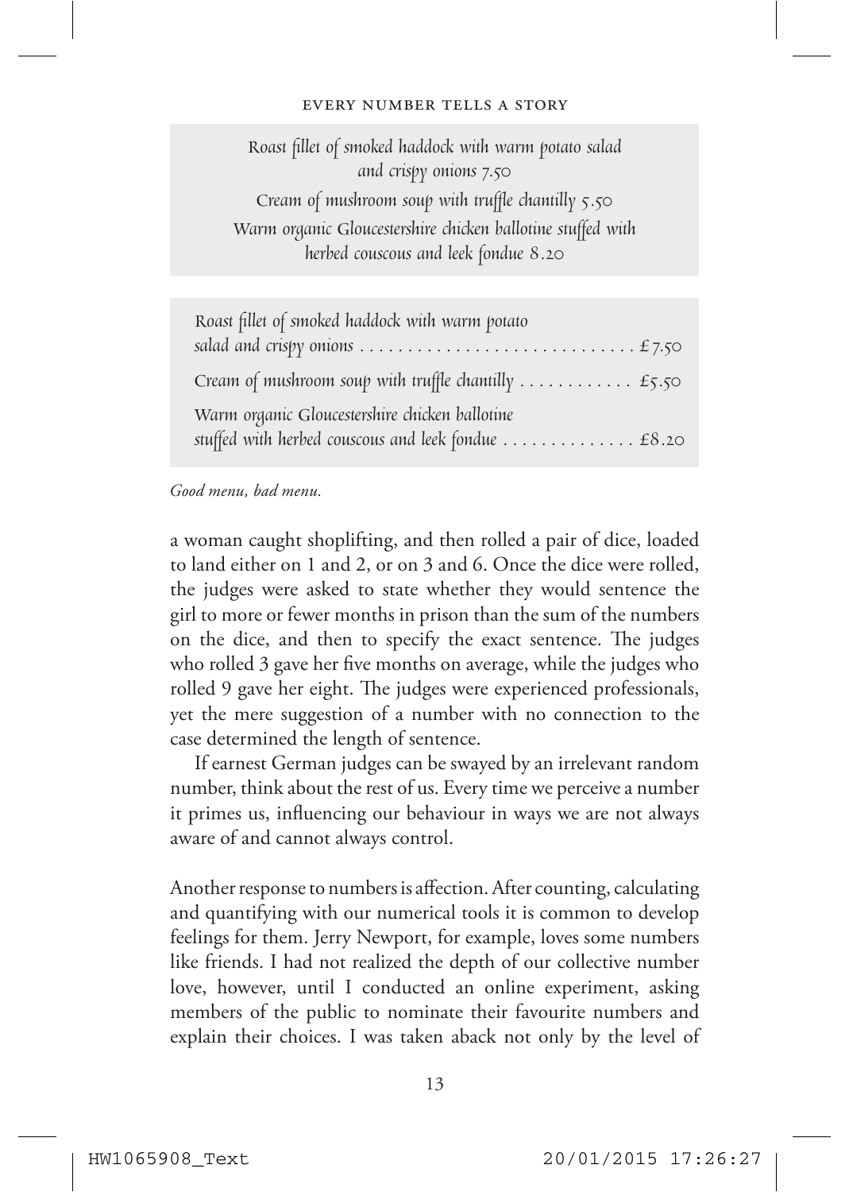*Roast fillet of smoked haddock with warm potato salad and crispy onions 7.50*

*Cream of mushroom soup with truffle chantilly 5.50*

*Warm organic Gloucestershire chicken ballotine stuffed with herbed couscous and leek fondue 8.20*

*Roast fillet of smoked haddock with warm potato salad and crispy onions . . . . . . . . . . . . . . . . . . . . . . . . . . . . . £7.50*

*Cream of mushroom soup with truffle chantilly . . . . . . . . . . . . £5.50*

*Warm organic Gloucestershire chicken ballotine stuffed with herbed couscous and leek fondue . . . . . . . . . . . . . . £8.20*

*Good menu, bad menu.*

a woman caught shoplifting, and then rolled a pair of dice, loaded to land either on 1 and 2, or on 3 and 6. Once the dice were rolled, the judges were asked to state whether they would sentence the girl to more or fewer months in prison than the sum of the numbers on the dice, and then to specify the exact sentence. The judges who rolled 3 gave her five months on average, while the judges who rolled 9 gave her eight. The judges were experienced professionals, yet the mere suggestion of a number with no connection to the case determined the length of sentence.

If earnest German judges can be swayed by an irrelevant random number, think about the rest of us. Every time we perceive a number it primes us, influencing our behaviour in ways we are not always aware of and cannot always control.

Another response to numbers is affection. After counting, calculating and quantifying with our numerical tools it is common to develop feelings for them. Jerry Newport, for example, loves some numbers like friends. I had not realized the depth of our collective number love, however, until I conducted an online experiment, asking members of the public to nominate their favourite numbers and explain their choices. I was taken aback not only by the level of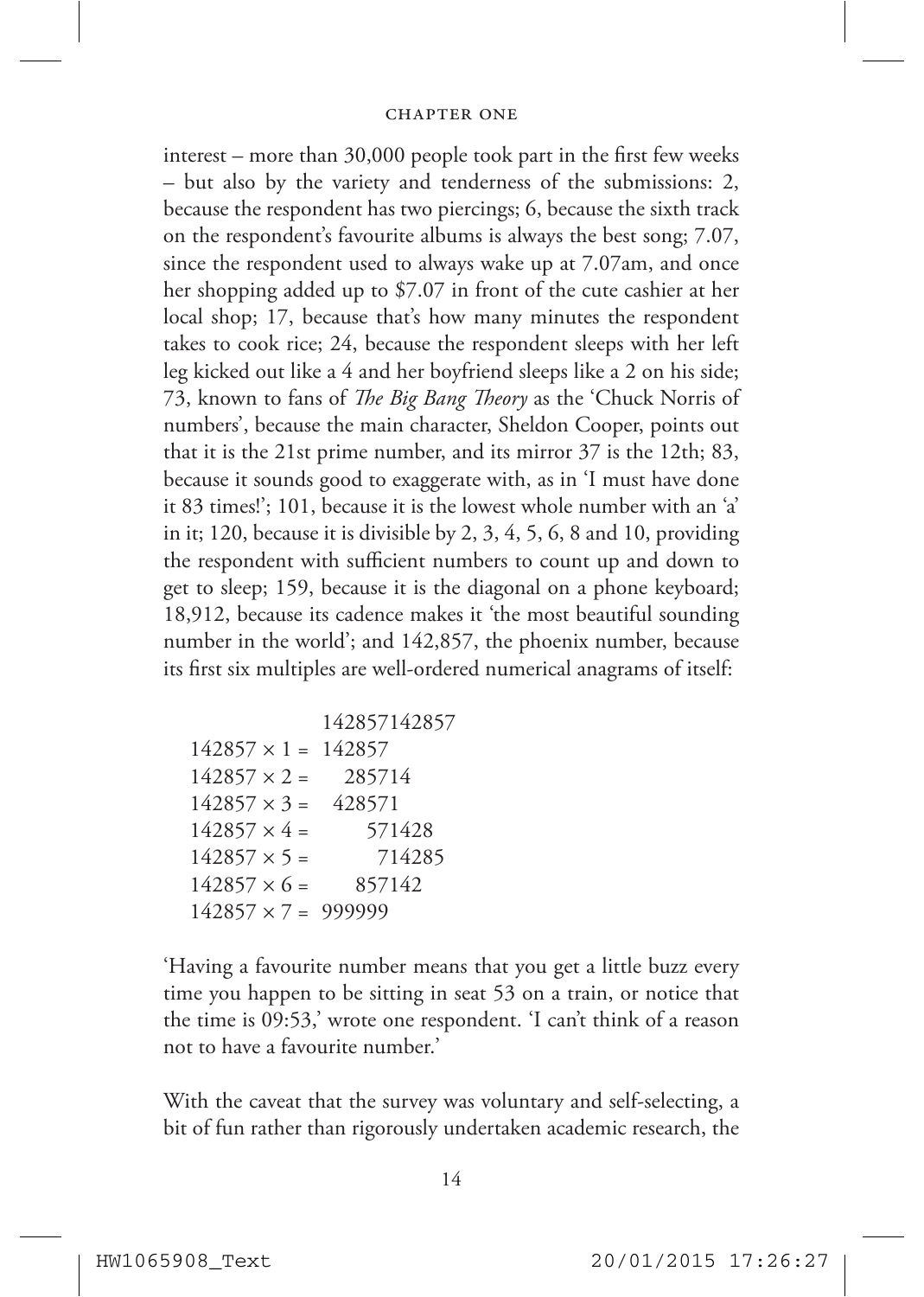interest – more than 30,000 people took part in the first few weeks – but also by the variety and tenderness of the submissions: 2, because the respondent has two piercings; 6, because the sixth track on the respondent's favourite albums is always the best song; 7.07, since the respondent used to always wake up at 7.07am, and once her shopping added up to $7.07 in front of the cute cashier at her local shop; 17, because that's how many minutes the respondent takes to cook rice; 24, because the respondent sleeps with her left leg kicked out like a 4 and her boyfriend sleeps like a 2 on his side; 73, known to fans of *The Big Bang Theory* as the 'Chuck Norris of numbers', because the main character, Sheldon Cooper, points out that it is the 21st prime number, and its mirror 37 is the 12th; 83, because it sounds good to exaggerate with, as in 'I must have done it 83 times!'; 101, because it is the lowest whole number with an 'a' in it; 120, because it is divisible by 2, 3, 4, 5, 6, 8 and 10, providing the respondent with sufficient numbers to count up and down to get to sleep; 159, because it is the diagonal on a phone keyboard; 18,912, because its cadence makes it 'the most beautiful sounding number in the world'; and 142,857, the phoenix number, because its first six multiples are well-ordered numerical anagrams of itself:

```
                 142857142857
142857 × 1 =  142857
142857 × 2 =     285714
142857 × 3 =   428571
142857 × 4 =        571428
142857 × 5 =          714285
142857 × 6 =      857142
142857 × 7 =  999999
```

'Having a favourite number means that you get a little buzz every time you happen to be sitting in seat 53 on a train, or notice that the time is 09:53,' wrote one respondent. 'I can't think of a reason not to have a favourite number.'

With the caveat that the survey was voluntary and self-selecting, a bit of fun rather than rigorously undertaken academic research, the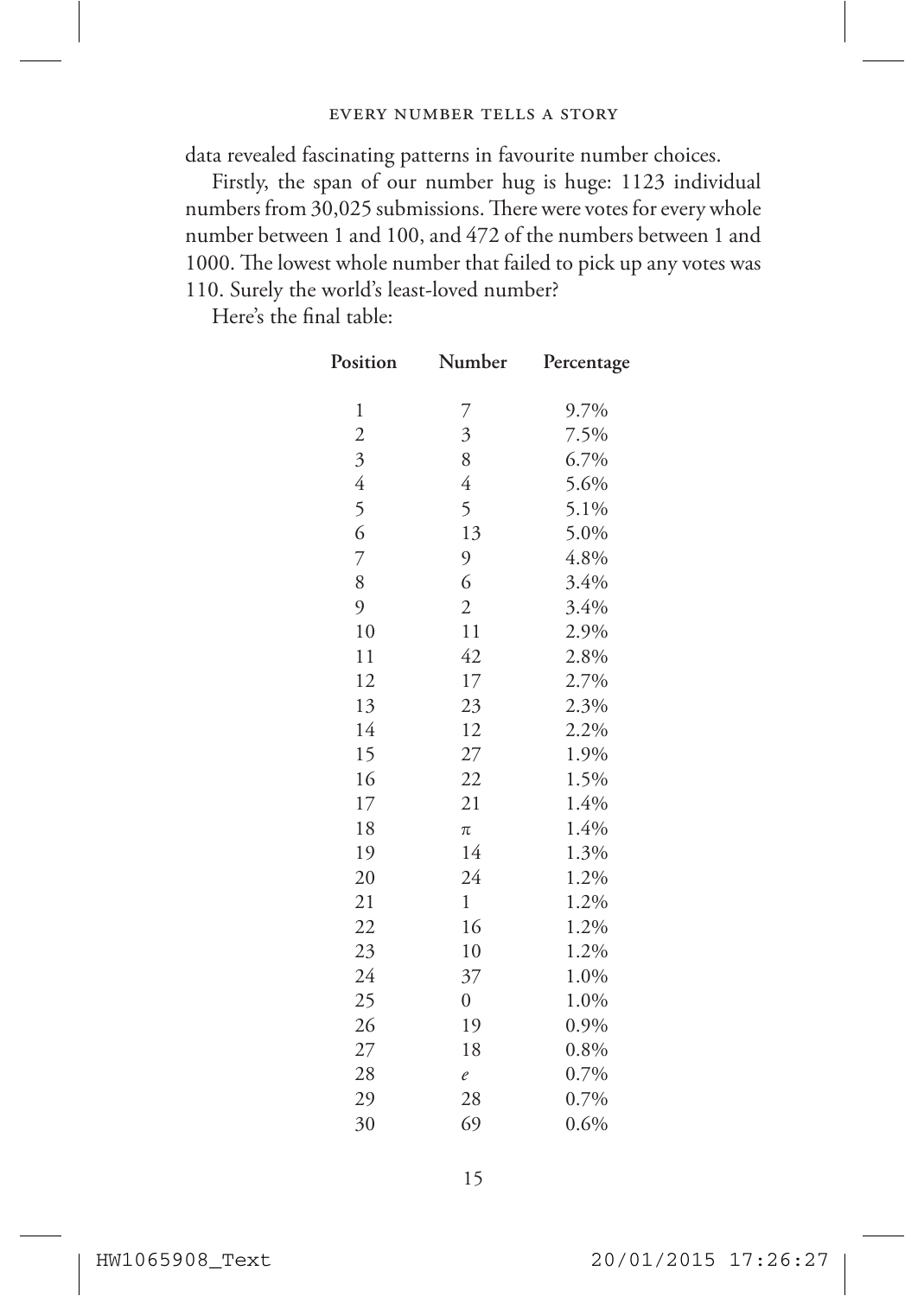data revealed fascinating patterns in favourite number choices.

Firstly, the span of our number hug is huge: 1123 individual numbers from 30,025 submissions. There were votes for every whole number between 1 and 100, and 472 of the numbers between 1 and 1000. The lowest whole number that failed to pick up any votes was 110. Surely the world's least-loved number?

Here's the final table:

| Position | Number | Percentage |
|---|---|---|
| 1 | 7 | 9.7% |
| 2 | 3 | 7.5% |
| 3 | 8 | 6.7% |
| 4 | 4 | 5.6% |
| 5 | 5 | 5.1% |
| 6 | 13 | 5.0% |
| 7 | 9 | 4.8% |
| 8 | 6 | 3.4% |
| 9 | 2 | 3.4% |
| 10 | 11 | 2.9% |
| 11 | 42 | 2.8% |
| 12 | 17 | 2.7% |
| 13 | 23 | 2.3% |
| 14 | 12 | 2.2% |
| 15 | 27 | 1.9% |
| 16 | 22 | 1.5% |
| 17 | 21 | 1.4% |
| 18 | $\pi$ | 1.4% |
| 19 | 14 | 1.3% |
| 20 | 24 | 1.2% |
| 21 | 1 | 1.2% |
| 22 | 16 | 1.2% |
| 23 | 10 | 1.2% |
| 24 | 37 | 1.0% |
| 25 | 0 | 1.0% |
| 26 | 19 | 0.9% |
| 27 | 18 | 0.8% |
| 28 | $e$ | 0.7% |
| 29 | 28 | 0.7% |
| 30 | 69 | 0.6% |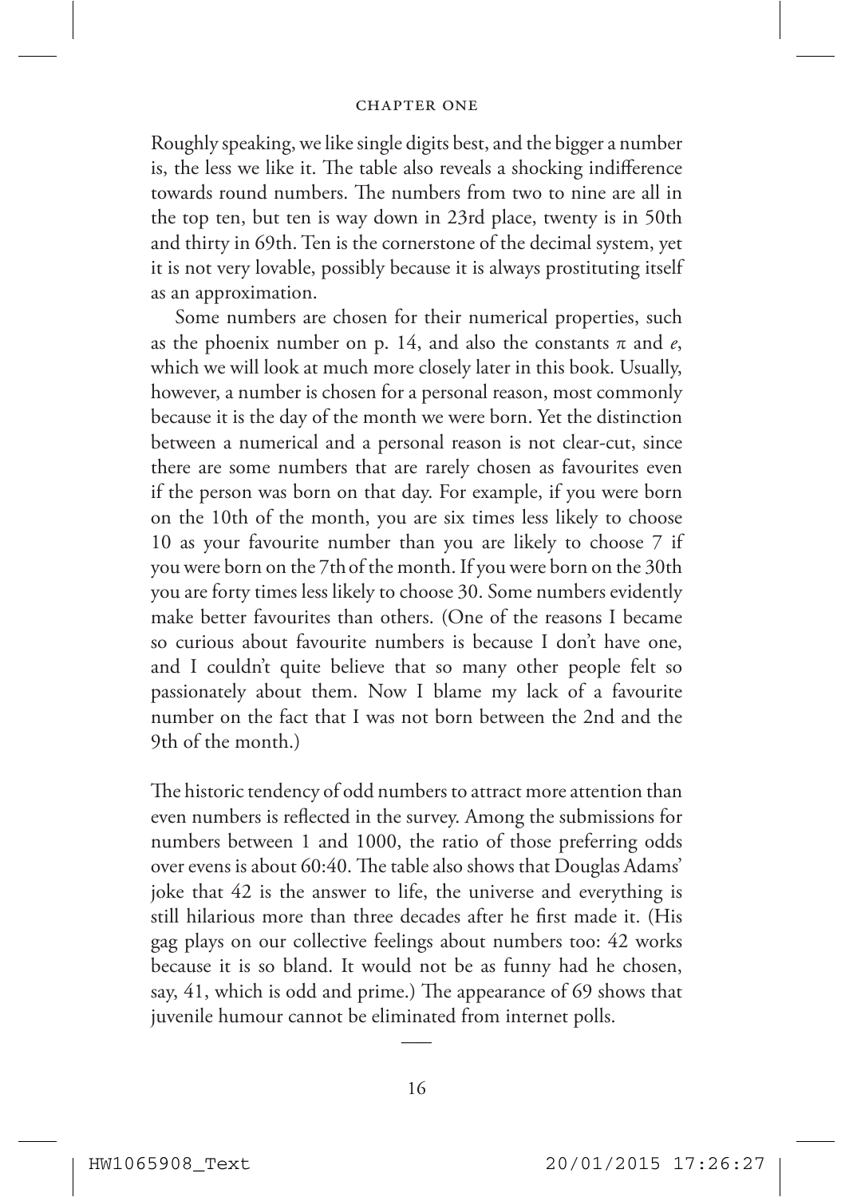Roughly speaking, we like single digits best, and the bigger a number is, the less we like it. The table also reveals a shocking indifference towards round numbers. The numbers from two to nine are all in the top ten, but ten is way down in 23rd place, twenty is in 50th and thirty in 69th. Ten is the cornerstone of the decimal system, yet it is not very lovable, possibly because it is always prostituting itself as an approximation.

Some numbers are chosen for their numerical properties, such as the phoenix number on p. 14, and also the constants $\pi$ and $e$, which we will look at much more closely later in this book. Usually, however, a number is chosen for a personal reason, most commonly because it is the day of the month we were born. Yet the distinction between a numerical and a personal reason is not clear-cut, since there are some numbers that are rarely chosen as favourites even if the person was born on that day. For example, if you were born on the 10th of the month, you are six times less likely to choose 10 as your favourite number than you are likely to choose 7 if you were born on the 7th of the month. If you were born on the 30th you are forty times less likely to choose 30. Some numbers evidently make better favourites than others. (One of the reasons I became so curious about favourite numbers is because I don't have one, and I couldn't quite believe that so many other people felt so passionately about them. Now I blame my lack of a favourite number on the fact that I was not born between the 2nd and the 9th of the month.)

The historic tendency of odd numbers to attract more attention than even numbers is reflected in the survey. Among the submissions for numbers between 1 and 1000, the ratio of those preferring odds over evens is about 60:40. The table also shows that Douglas Adams' joke that 42 is the answer to life, the universe and everything is still hilarious more than three decades after he first made it. (His gag plays on our collective feelings about numbers too: 42 works because it is so bland. It would not be as funny had he chosen, say, 41, which is odd and prime.) The appearance of 69 shows that juvenile humour cannot be eliminated from internet polls.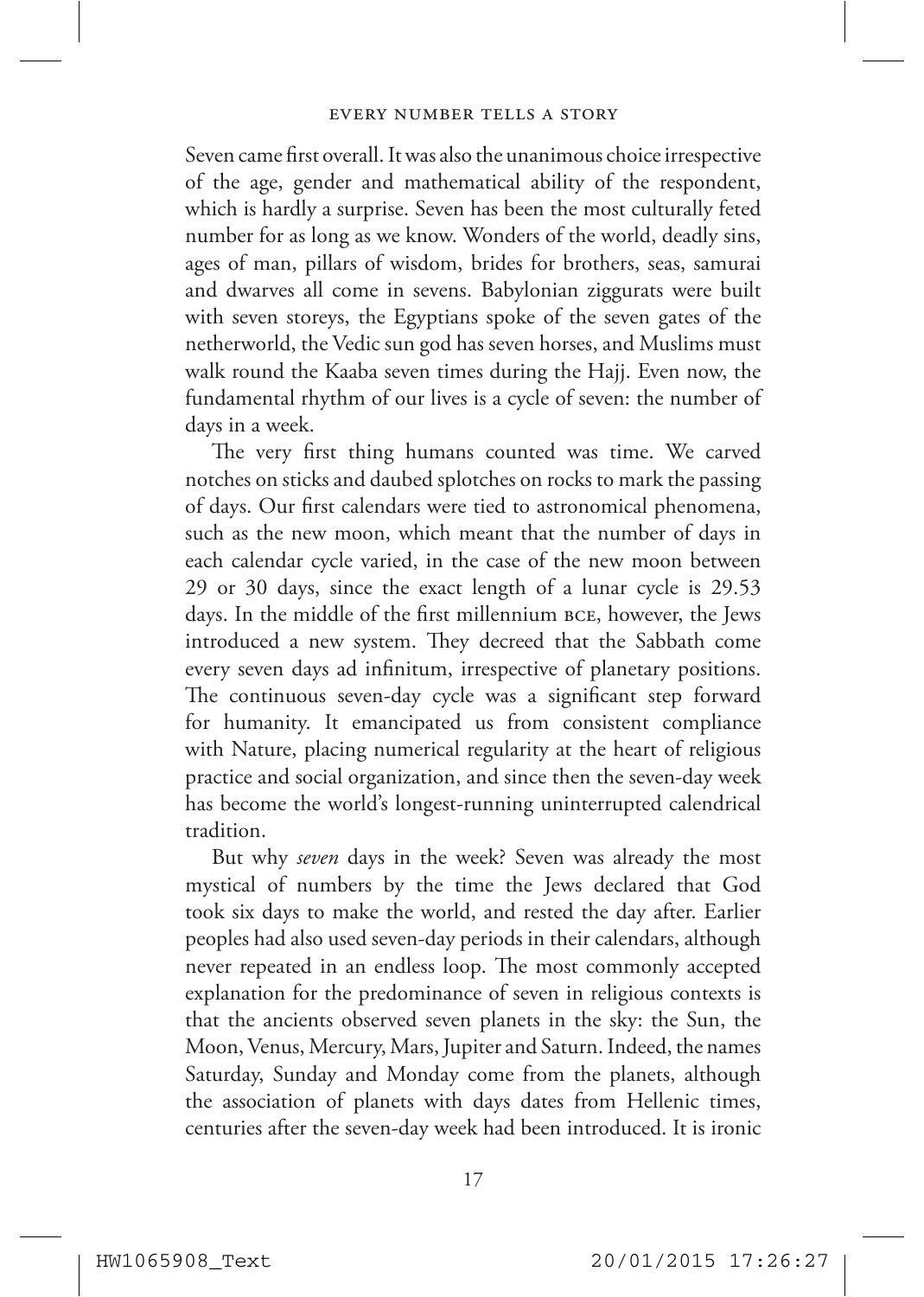Seven came first overall. It was also the unanimous choice irrespective of the age, gender and mathematical ability of the respondent, which is hardly a surprise. Seven has been the most culturally feted number for as long as we know. Wonders of the world, deadly sins, ages of man, pillars of wisdom, brides for brothers, seas, samurai and dwarves all come in sevens. Babylonian ziggurats were built with seven storeys, the Egyptians spoke of the seven gates of the netherworld, the Vedic sun god has seven horses, and Muslims must walk round the Kaaba seven times during the Hajj. Even now, the fundamental rhythm of our lives is a cycle of seven: the number of days in a week.

The very first thing humans counted was time. We carved notches on sticks and daubed splotches on rocks to mark the passing of days. Our first calendars were tied to astronomical phenomena, such as the new moon, which meant that the number of days in each calendar cycle varied, in the case of the new moon between 29 or 30 days, since the exact length of a lunar cycle is 29.53 days. In the middle of the first millennium BCE, however, the Jews introduced a new system. They decreed that the Sabbath come every seven days ad infinitum, irrespective of planetary positions. The continuous seven-day cycle was a significant step forward for humanity. It emancipated us from consistent compliance with Nature, placing numerical regularity at the heart of religious practice and social organization, and since then the seven-day week has become the world's longest-running uninterrupted calendrical tradition.

But why *seven* days in the week? Seven was already the most mystical of numbers by the time the Jews declared that God took six days to make the world, and rested the day after. Earlier peoples had also used seven-day periods in their calendars, although never repeated in an endless loop. The most commonly accepted explanation for the predominance of seven in religious contexts is that the ancients observed seven planets in the sky: the Sun, the Moon, Venus, Mercury, Mars, Jupiter and Saturn. Indeed, the names Saturday, Sunday and Monday come from the planets, although the association of planets with days dates from Hellenic times, centuries after the seven-day week had been introduced. It is ironic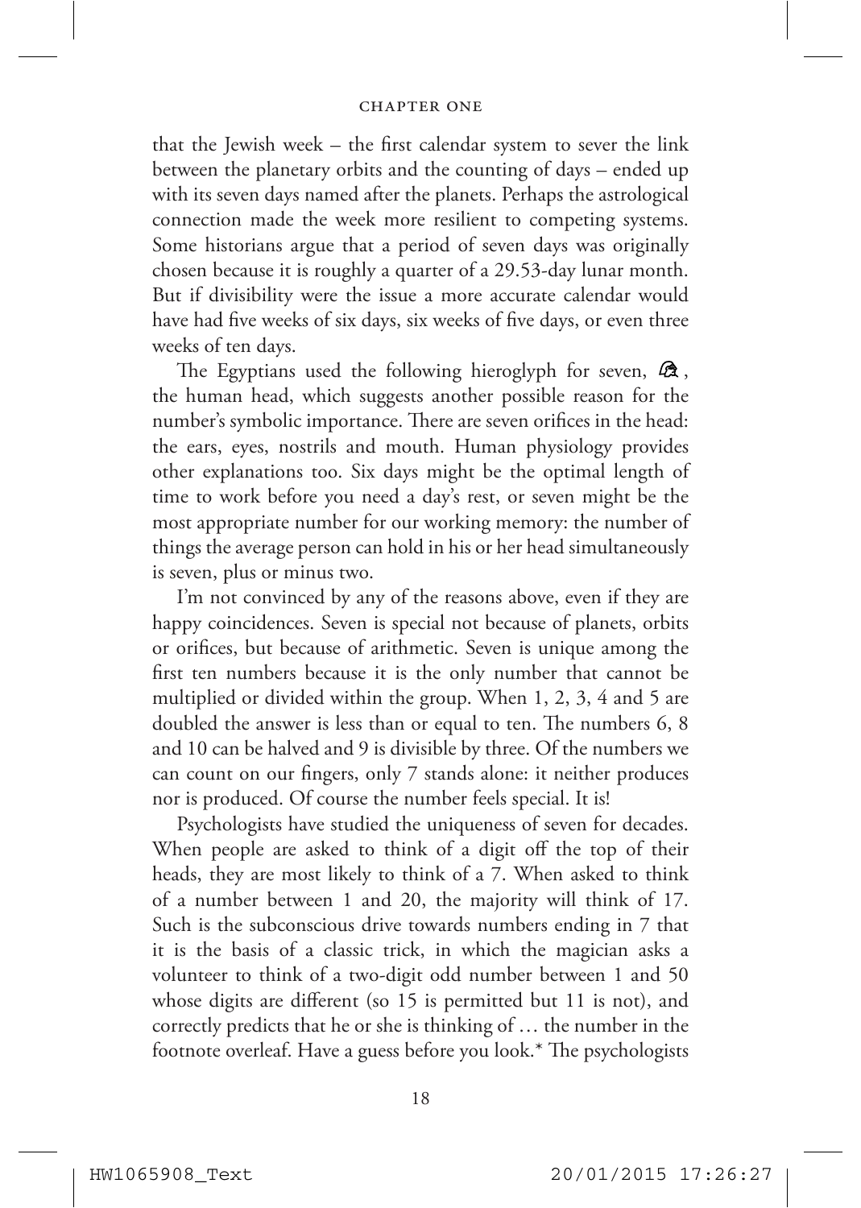that the Jewish week – the first calendar system to sever the link between the planetary orbits and the counting of days – ended up with its seven days named after the planets. Perhaps the astrological connection made the week more resilient to competing systems. Some historians argue that a period of seven days was originally chosen because it is roughly a quarter of a 29.53-day lunar month. But if divisibility were the issue a more accurate calendar would have had five weeks of six days, six weeks of five days, or even three weeks of ten days.

The Egyptians used the following hieroglyph for seven, 𓁶, the human head, which suggests another possible reason for the number's symbolic importance. There are seven orifices in the head: the ears, eyes, nostrils and mouth. Human physiology provides other explanations too. Six days might be the optimal length of time to work before you need a day's rest, or seven might be the most appropriate number for our working memory: the number of things the average person can hold in his or her head simultaneously is seven, plus or minus two.

I'm not convinced by any of the reasons above, even if they are happy coincidences. Seven is special not because of planets, orbits or orifices, but because of arithmetic. Seven is unique among the first ten numbers because it is the only number that cannot be multiplied or divided within the group. When 1, 2, 3, 4 and 5 are doubled the answer is less than or equal to ten. The numbers 6, 8 and 10 can be halved and 9 is divisible by three. Of the numbers we can count on our fingers, only 7 stands alone: it neither produces nor is produced. Of course the number feels special. It is!

Psychologists have studied the uniqueness of seven for decades. When people are asked to think of a digit off the top of their heads, they are most likely to think of a 7. When asked to think of a number between 1 and 20, the majority will think of 17. Such is the subconscious drive towards numbers ending in 7 that it is the basis of a classic trick, in which the magician asks a volunteer to think of a two-digit odd number between 1 and 50 whose digits are different (so 15 is permitted but 11 is not), and correctly predicts that he or she is thinking of … the number in the footnote overleaf. Have a guess before you look.* The psychologists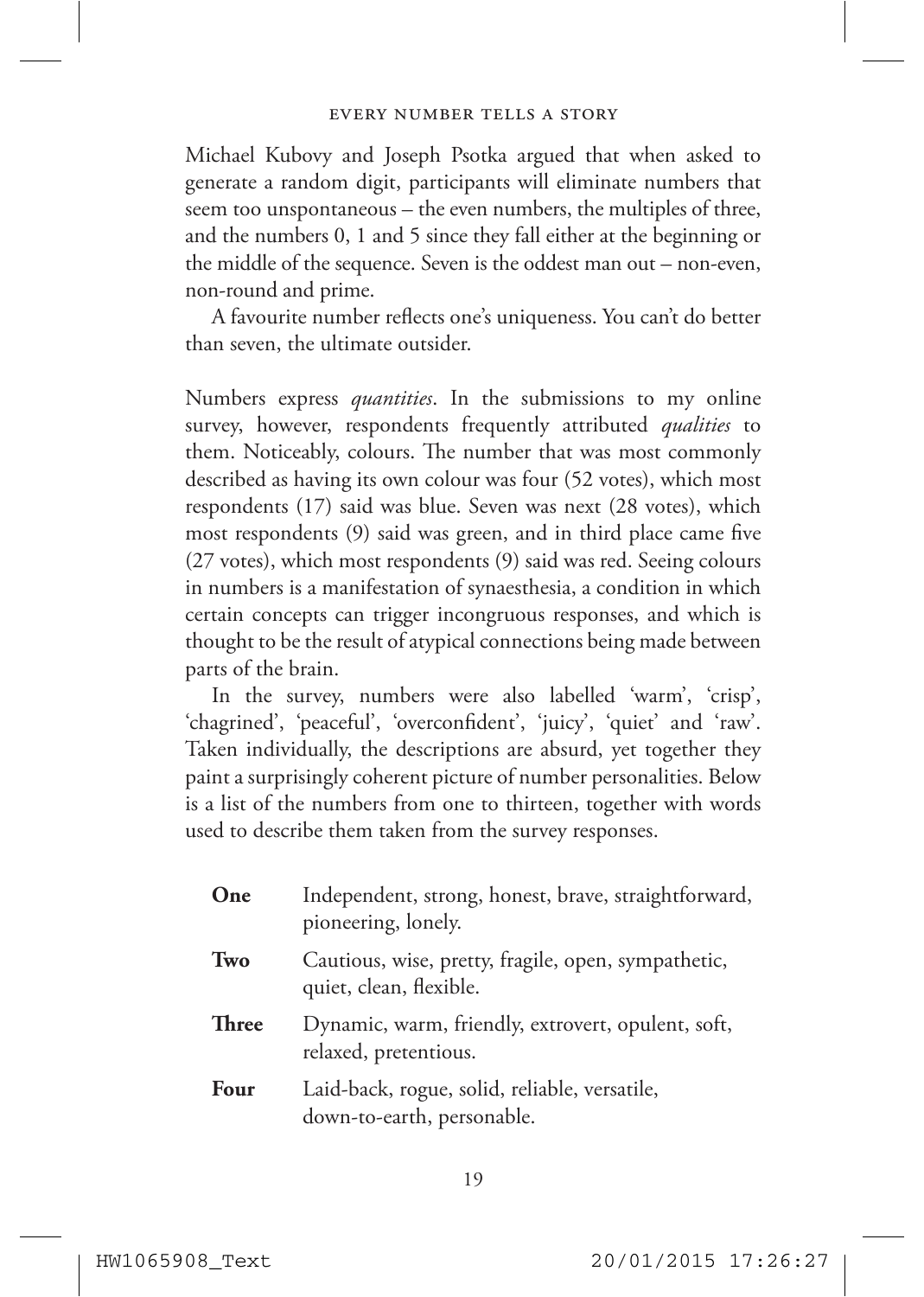Michael Kubovy and Joseph Psotka argued that when asked to generate a random digit, participants will eliminate numbers that seem too unspontaneous – the even numbers, the multiples of three, and the numbers 0, 1 and 5 since they fall either at the beginning or the middle of the sequence. Seven is the oddest man out – non-even, non-round and prime.

A favourite number reflects one's uniqueness. You can't do better than seven, the ultimate outsider.

Numbers express *quantities*. In the submissions to my online survey, however, respondents frequently attributed *qualities* to them. Noticeably, colours. The number that was most commonly described as having its own colour was four (52 votes), which most respondents (17) said was blue. Seven was next (28 votes), which most respondents (9) said was green, and in third place came five (27 votes), which most respondents (9) said was red. Seeing colours in numbers is a manifestation of synaesthesia, a condition in which certain concepts can trigger incongruous responses, and which is thought to be the result of atypical connections being made between parts of the brain.

In the survey, numbers were also labelled 'warm', 'crisp', 'chagrined', 'peaceful', 'overconfident', 'juicy', 'quiet' and 'raw'. Taken individually, the descriptions are absurd, yet together they paint a surprisingly coherent picture of number personalities. Below is a list of the numbers from one to thirteen, together with words used to describe them taken from the survey responses.

| | |
|---|---|
| **One** | Independent, strong, honest, brave, straightforward, pioneering, lonely. |
| **Two** | Cautious, wise, pretty, fragile, open, sympathetic, quiet, clean, flexible. |
| **Three** | Dynamic, warm, friendly, extrovert, opulent, soft, relaxed, pretentious. |
| **Four** | Laid-back, rogue, solid, reliable, versatile, down-to-earth, personable. |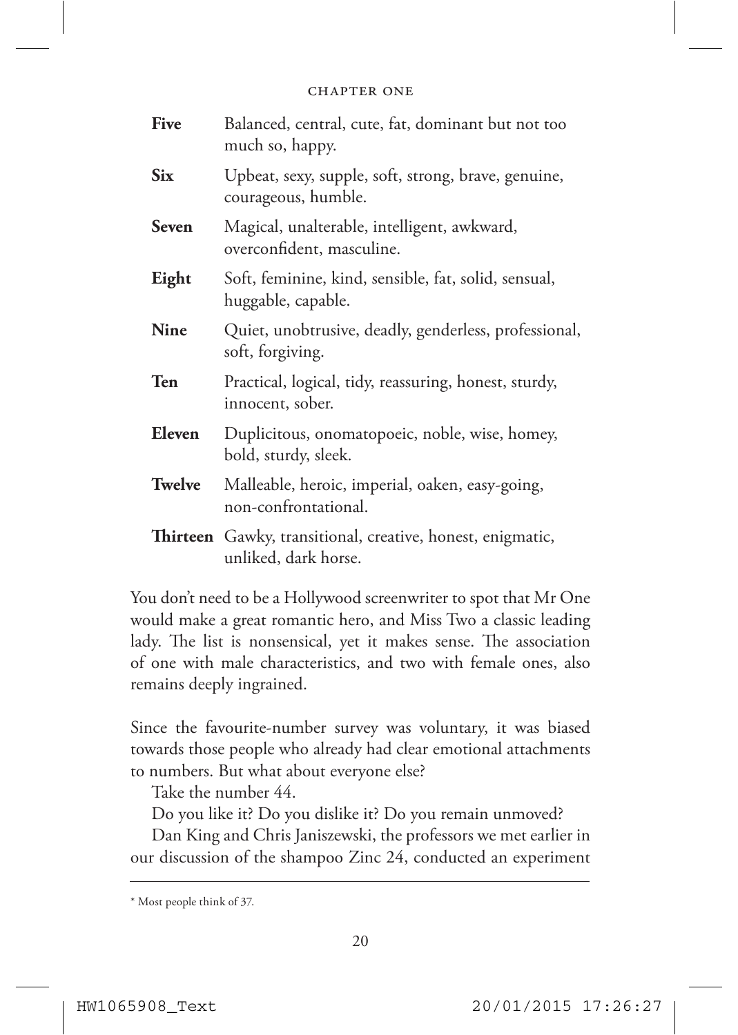| | |
|---|---|
| **Five** | Balanced, central, cute, fat, dominant but not too much so, happy. |
| **Six** | Upbeat, sexy, supple, soft, strong, brave, genuine, courageous, humble. |
| **Seven** | Magical, unalterable, intelligent, awkward, overconfident, masculine. |
| **Eight** | Soft, feminine, kind, sensible, fat, solid, sensual, huggable, capable. |
| **Nine** | Quiet, unobtrusive, deadly, genderless, professional, soft, forgiving. |
| **Ten** | Practical, logical, tidy, reassuring, honest, sturdy, innocent, sober. |
| **Eleven** | Duplicitous, onomatopoeic, noble, wise, homey, bold, sturdy, sleek. |
| **Twelve** | Malleable, heroic, imperial, oaken, easy-going, non-confrontational. |
| **Thirteen** | Gawky, transitional, creative, honest, enigmatic, unliked, dark horse. |

You don't need to be a Hollywood screenwriter to spot that Mr One would make a great romantic hero, and Miss Two a classic leading lady. The list is nonsensical, yet it makes sense. The association of one with male characteristics, and two with female ones, also remains deeply ingrained.

Since the favourite-number survey was voluntary, it was biased towards those people who already had clear emotional attachments to numbers. But what about everyone else?

Take the number 44.

Do you like it? Do you dislike it? Do you remain unmoved?

Dan King and Chris Janiszewski, the professors we met earlier in our discussion of the shampoo Zinc 24, conducted an experiment

* Most people think of 37.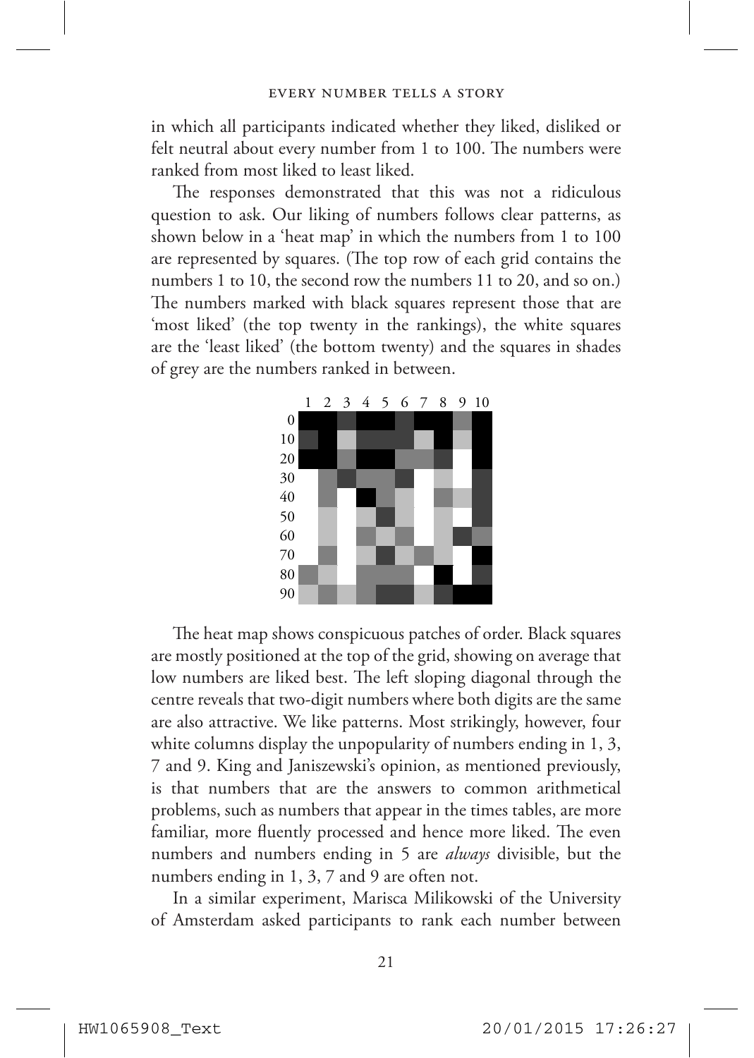in which all participants indicated whether they liked, disliked or felt neutral about every number from 1 to 100. The numbers were ranked from most liked to least liked.

The responses demonstrated that this was not a ridiculous question to ask. Our liking of numbers follows clear patterns, as shown below in a 'heat map' in which the numbers from 1 to 100 are represented by squares. (The top row of each grid contains the numbers 1 to 10, the second row the numbers 11 to 20, and so on.) The numbers marked with black squares represent those that are 'most liked' (the top twenty in the rankings), the white squares are the 'least liked' (the bottom twenty) and the squares in shades of grey are the numbers ranked in between.

The heat map shows conspicuous patches of order. Black squares are mostly positioned at the top of the grid, showing on average that low numbers are liked best. The left sloping diagonal through the centre reveals that two-digit numbers where both digits are the same are also attractive. We like patterns. Most strikingly, however, four white columns display the unpopularity of numbers ending in 1, 3, 7 and 9. King and Janiszewski's opinion, as mentioned previously, is that numbers that are the answers to common arithmetical problems, such as numbers that appear in the times tables, are more familiar, more fluently processed and hence more liked. The even numbers and numbers ending in 5 are *always* divisible, but the numbers ending in 1, 3, 7 and 9 are often not.

In a similar experiment, Marisca Milikowski of the University of Amsterdam asked participants to rank each number between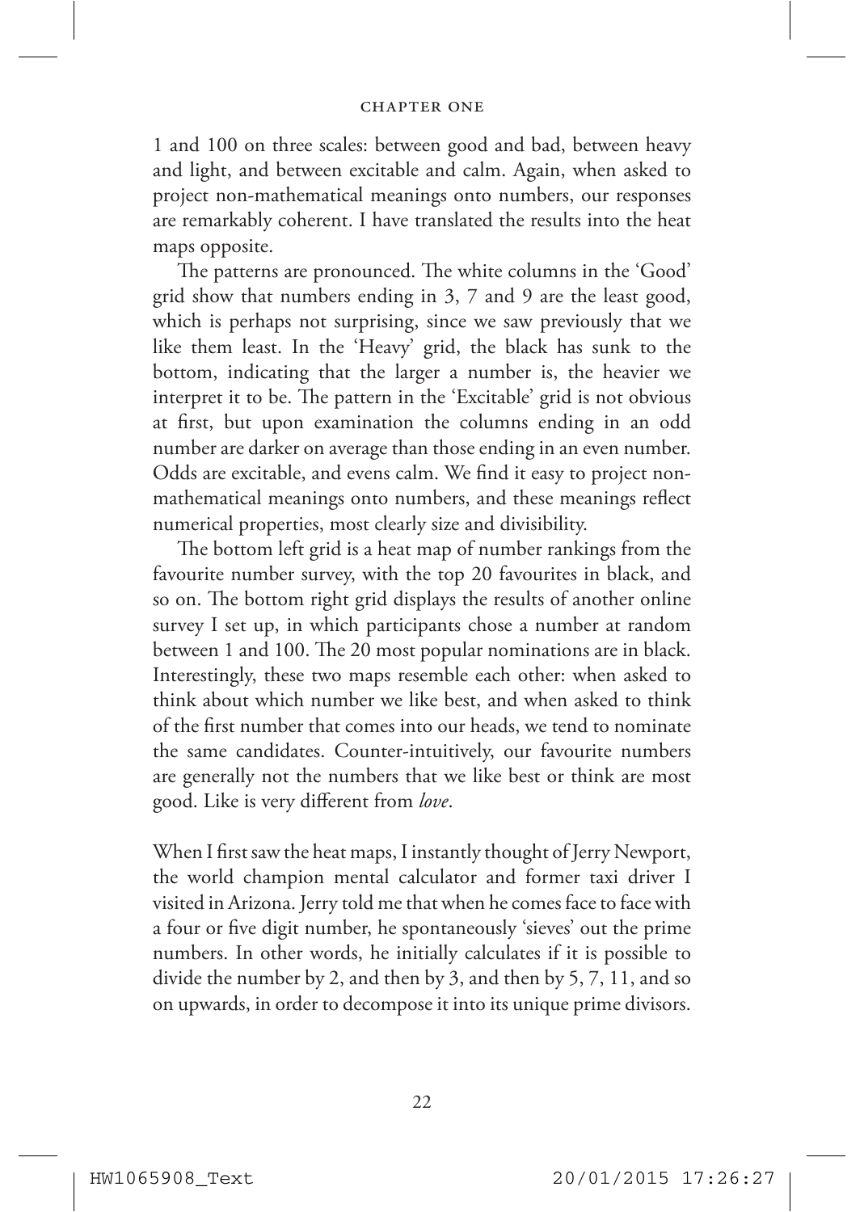1 and 100 on three scales: between good and bad, between heavy and light, and between excitable and calm. Again, when asked to project non-mathematical meanings onto numbers, our responses are remarkably coherent. I have translated the results into the heat maps opposite.

The patterns are pronounced. The white columns in the 'Good' grid show that numbers ending in 3, 7 and 9 are the least good, which is perhaps not surprising, since we saw previously that we like them least. In the 'Heavy' grid, the black has sunk to the bottom, indicating that the larger a number is, the heavier we interpret it to be. The pattern in the 'Excitable' grid is not obvious at first, but upon examination the columns ending in an odd number are darker on average than those ending in an even number. Odds are excitable, and evens calm. We find it easy to project non-mathematical meanings onto numbers, and these meanings reflect numerical properties, most clearly size and divisibility.

The bottom left grid is a heat map of number rankings from the favourite number survey, with the top 20 favourites in black, and so on. The bottom right grid displays the results of another online survey I set up, in which participants chose a number at random between 1 and 100. The 20 most popular nominations are in black. Interestingly, these two maps resemble each other: when asked to think about which number we like best, and when asked to think of the first number that comes into our heads, we tend to nominate the same candidates. Counter-intuitively, our favourite numbers are generally not the numbers that we like best or think are most good. Like is very different from *love*.

When I first saw the heat maps, I instantly thought of Jerry Newport, the world champion mental calculator and former taxi driver I visited in Arizona. Jerry told me that when he comes face to face with a four or five digit number, he spontaneously 'sieves' out the prime numbers. In other words, he initially calculates if it is possible to divide the number by 2, and then by 3, and then by 5, 7, 11, and so on upwards, in order to decompose it into its unique prime divisors.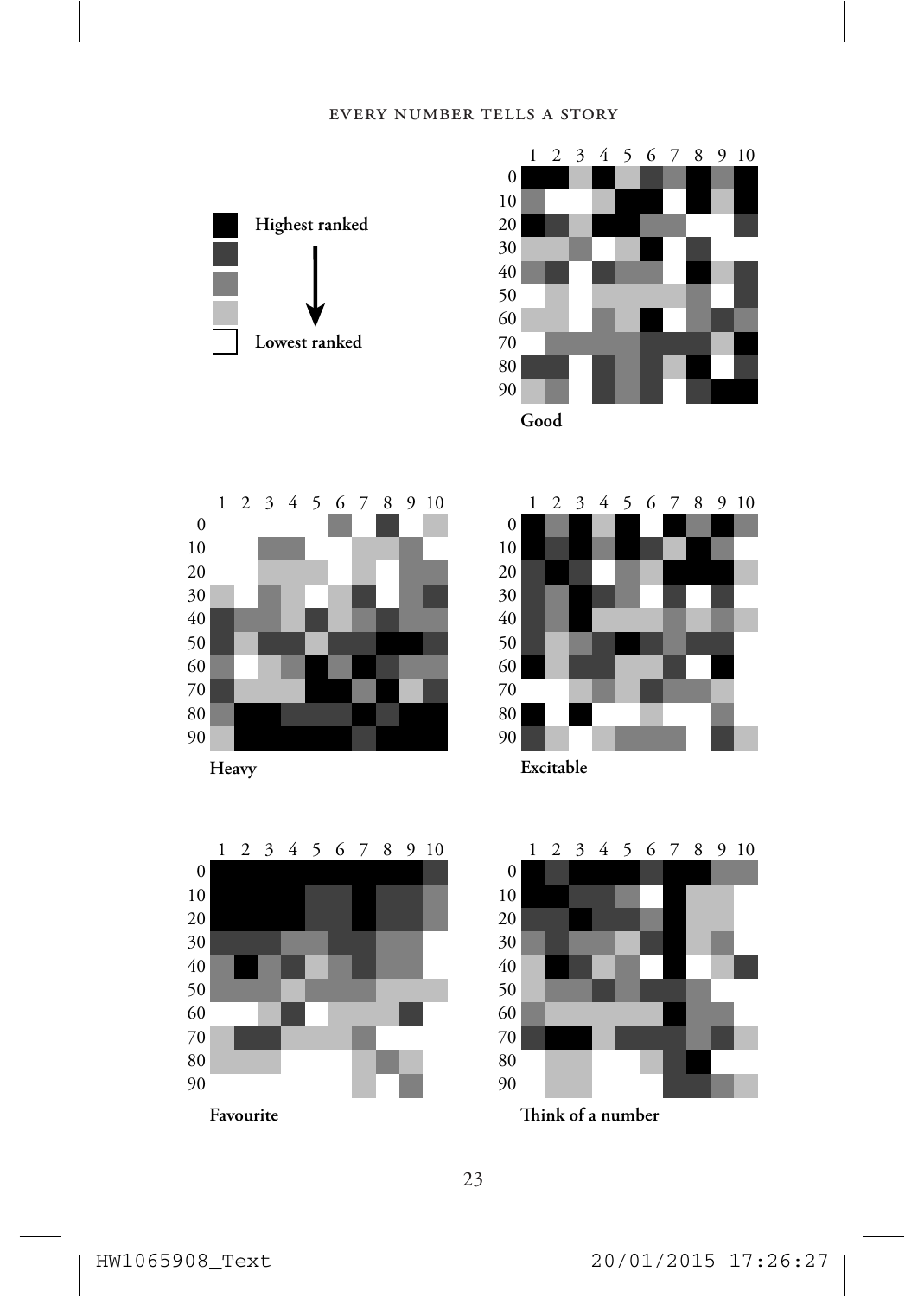**Highest ranked**

**Lowest ranked**

**Good**

**Heavy**

**Excitable**

**Favourite**

**Think of a number**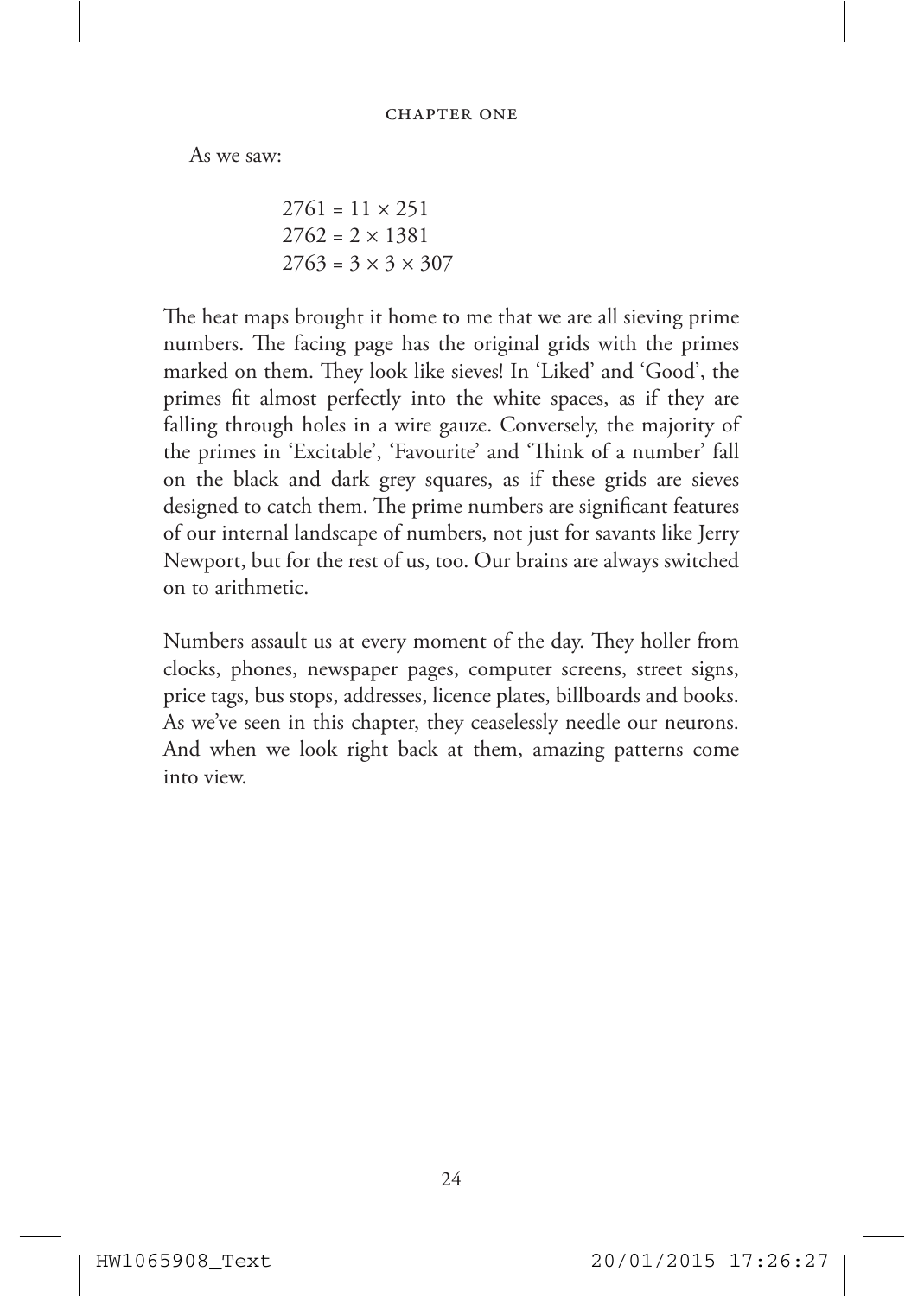As we saw:

$$2761 = 11 \times 251$$
$$2762 = 2 \times 1381$$
$$2763 = 3 \times 3 \times 307$$

The heat maps brought it home to me that we are all sieving prime numbers. The facing page has the original grids with the primes marked on them. They look like sieves! In 'Liked' and 'Good', the primes fit almost perfectly into the white spaces, as if they are falling through holes in a wire gauze. Conversely, the majority of the primes in 'Excitable', 'Favourite' and 'Think of a number' fall on the black and dark grey squares, as if these grids are sieves designed to catch them. The prime numbers are significant features of our internal landscape of numbers, not just for savants like Jerry Newport, but for the rest of us, too. Our brains are always switched on to arithmetic.

Numbers assault us at every moment of the day. They holler from clocks, phones, newspaper pages, computer screens, street signs, price tags, bus stops, addresses, licence plates, billboards and books. As we've seen in this chapter, they ceaselessly needle our neurons. And when we look right back at them, amazing patterns come into view.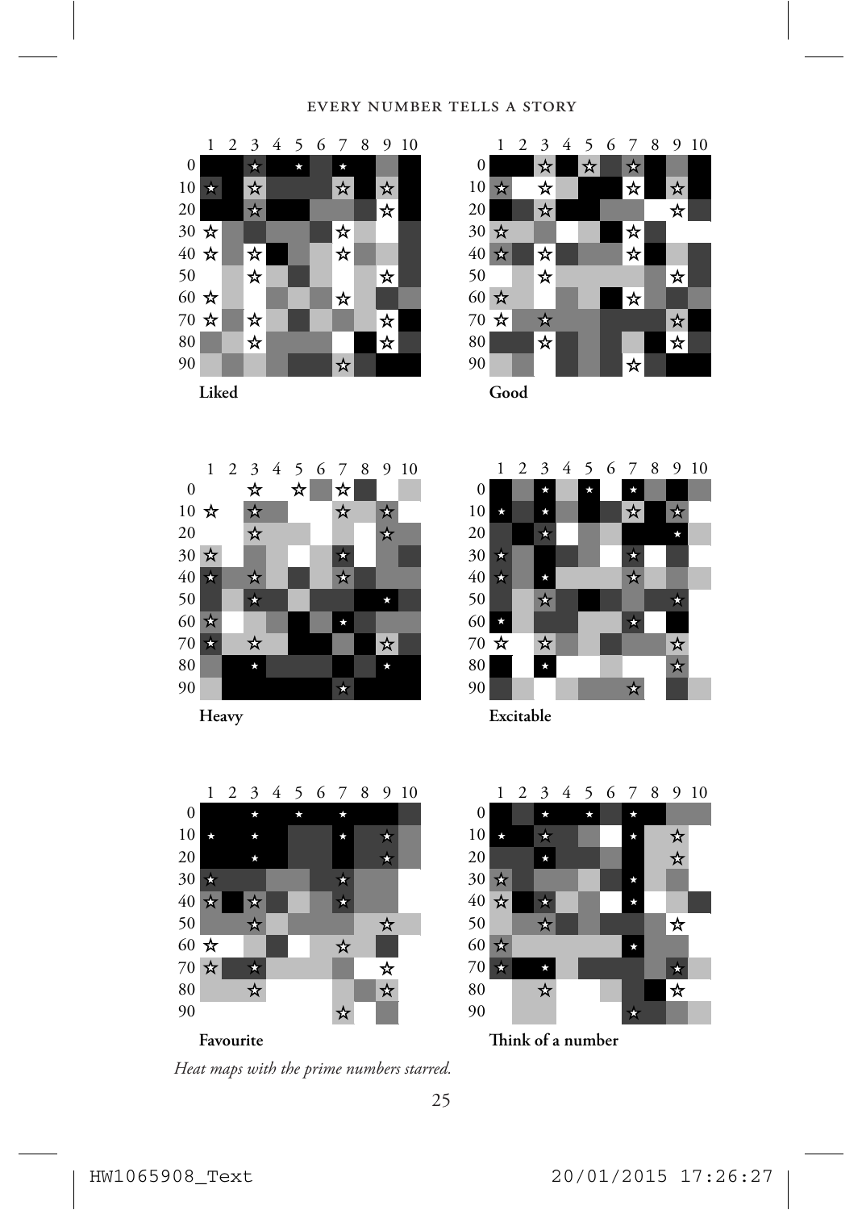1 2 3 4 5 6 7 8 9 10

0
10
20
30
40
50
60
70
80
90

**Liked**

1 2 3 4 5 6 7 8 9 10

0
10
20
30
40
50
60
70
80
90

**Good**

1 2 3 4 5 6 7 8 9 10

0
10
20
30
40
50
60
70
80
90

**Heavy**

1 2 3 4 5 6 7 8 9 10

0
10
20
30
40
50
60
70
80
90

**Excitable**

1 2 3 4 5 6 7 8 9 10

0
10
20
30
40
50
60
70
80
90

**Favourite**

1 2 3 4 5 6 7 8 9 10

0
10
20
30
40
50
60
70
80
90

**Think of a number**

*Heat maps with the prime numbers starred.*